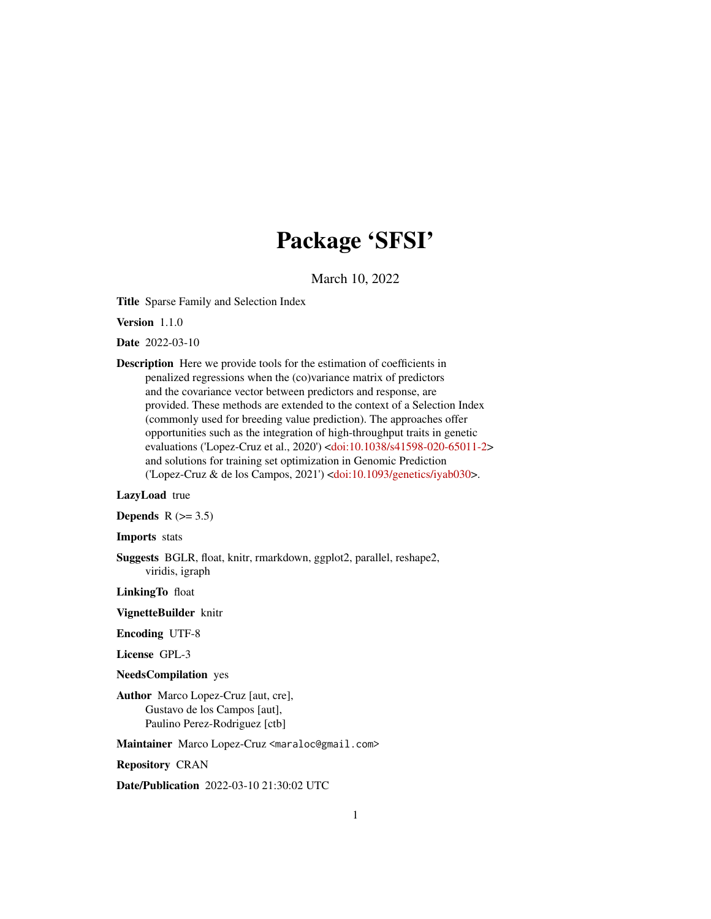# Package 'SFSI'

March 10, 2022

**Title** Sparse Family and Selection Index

**Version** 1.1.0

**Date** 2022-03-10

**Description** Here we provide tools for the estimation of coefficients in penalized regressions when the (co)variance matrix of predictors and the covariance vector between predictors and response, are provided. These methods are extended to the context of a Selection Index (commonly used for breeding value prediction). The approaches offer opportunities such as the integration of high-throughput traits in genetic evaluations ('Lopez-Cruz et al., 2020') <doi:10.1038/s41598-020-65011-2> and solutions for training set optimization in Genomic Prediction ('Lopez-Cruz & de los Campos, 2021') <doi:10.1093/genetics/iyab030>.

**LazyLoad** true

**Depends** R (>= 3.5)

**Imports** stats

**Suggests** BGLR, float, knitr, rmarkdown, ggplot2, parallel, reshape2, viridis, igraph

**LinkingTo** float

**VignetteBuilder** knitr

**Encoding** UTF-8

**License** GPL-3

**NeedsCompilation** yes

**Author** Marco Lopez-Cruz [aut, cre], Gustavo de los Campos [aut], Paulino Perez-Rodriguez [ctb]

**Maintainer** Marco Lopez-Cruz <maraloc@gmail.com>

**Repository** CRAN

**Date/Publication** 2022-03-10 21:30:02 UTC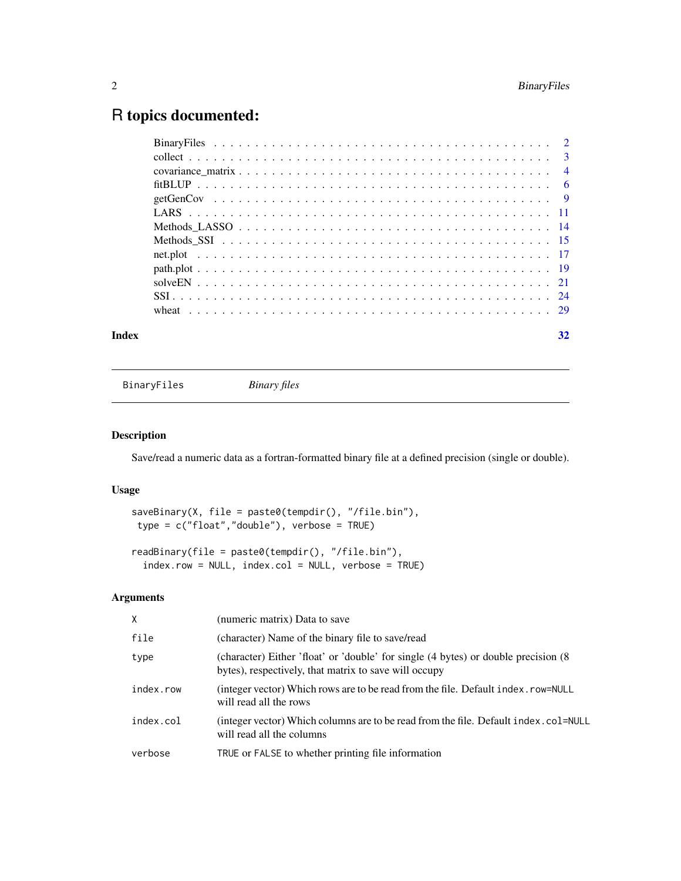# R topics documented:

| | |
|---|---|
| BinaryFiles | 2 |
| collect | 3 |
| covariance_matrix | 4 |
| fitBLUP | 6 |
| getGenCov | 9 |
| LARS | 11 |
| Methods_LASSO | 14 |
| Methods_SSI | 15 |
| net.plot | 17 |
| path.plot | 19 |
| solveEN | 21 |
| SSI | 24 |
| wheat | 29 |

**Index** 32

---

BinaryFiles *Binary files*

---

## Description

Save/read a numeric data as a fortran-formatted binary file at a defined precision (single or double).

## Usage

```
saveBinary(X, file = paste0(tempdir(), "/file.bin"),
 type = c("float","double"), verbose = TRUE)

readBinary(file = paste0(tempdir(), "/file.bin"),
  index.row = NULL, index.col = NULL, verbose = TRUE)
```

## Arguments

| | |
|---|---|
| `X` | (numeric matrix) Data to save |
| `file` | (character) Name of the binary file to save/read |
| `type` | (character) Either 'float' or 'double' for single (4 bytes) or double precision (8 bytes), respectively, that matrix to save will occupy |
| `index.row` | (integer vector) Which rows are to be read from the file. Default `index.row=NULL` will read all the rows |
| `index.col` | (integer vector) Which columns are to be read from the file. Default `index.col=NULL` will read all the columns |
| `verbose` | `TRUE` or `FALSE` to whether printing file information |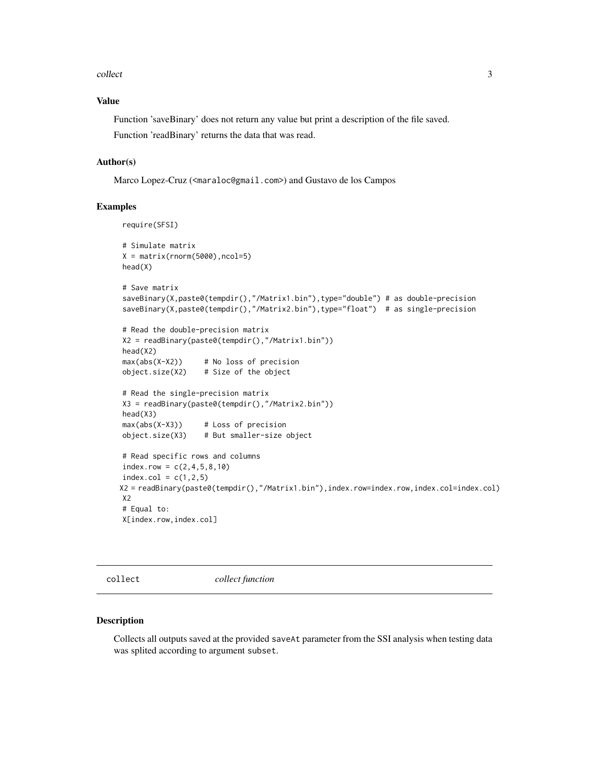## Value

Function 'saveBinary' does not return any value but print a description of the file saved.

Function 'readBinary' returns the data that was read.

## Author(s)

Marco Lopez-Cruz (<maraloc@gmail.com>) and Gustavo de los Campos

## Examples

```
require(SFSI)

# Simulate matrix
X = matrix(rnorm(5000),ncol=5)
head(X)

# Save matrix
saveBinary(X,paste0(tempdir(),"/Matrix1.bin"),type="double") # as double-precision
saveBinary(X,paste0(tempdir(),"/Matrix2.bin"),type="float")  # as single-precision

# Read the double-precision matrix
X2 = readBinary(paste0(tempdir(),"/Matrix1.bin"))
head(X2)
max(abs(X-X2))     # No loss of precision
object.size(X2)    # Size of the object

# Read the single-precision matrix
X3 = readBinary(paste0(tempdir(),"/Matrix2.bin"))
head(X3)
max(abs(X-X3))     # Loss of precision
object.size(X3)    # But smaller-size object

# Read specific rows and columns
index.row = c(2,4,5,8,10)
index.col = c(1,2,5)
X2 = readBinary(paste0(tempdir(),"/Matrix1.bin"),index.row=index.row,index.col=index.col)
X2
# Equal to:
X[index.row,index.col]
```

---

# collect    *collect function*

---

## Description

Collects all outputs saved at the provided saveAt parameter from the SSI analysis when testing data was splited according to argument subset.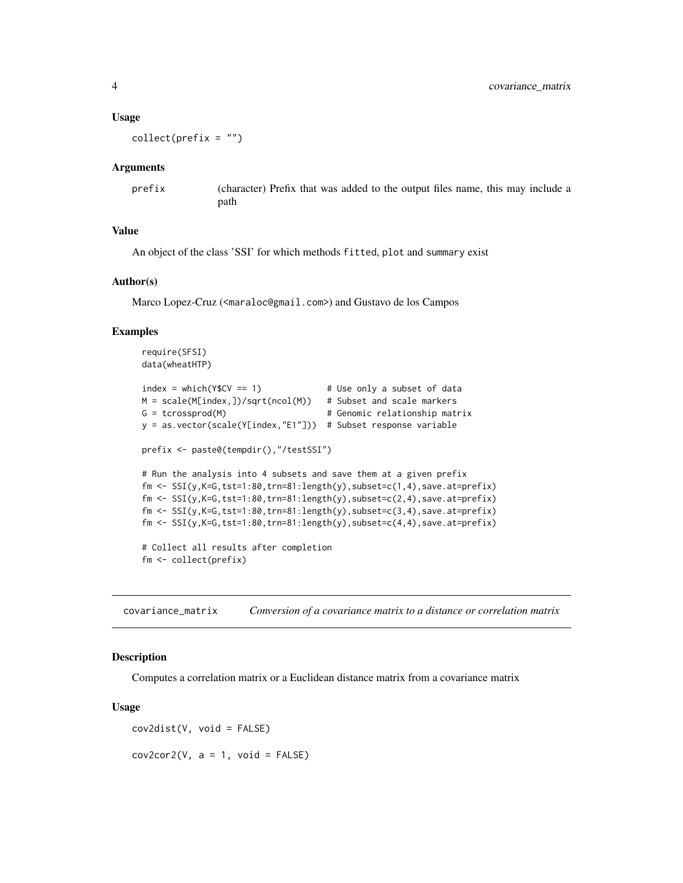### Usage

```
collect(prefix = "")
```

### Arguments

prefix (character) Prefix that was added to the output files name, this may include a path

### Value

An object of the class 'SSI' for which methods `fitted`, `plot` and `summary` exist

### Author(s)

Marco Lopez-Cruz (<maraloc@gmail.com>) and Gustavo de los Campos

### Examples

```
require(SFSI)
data(wheatHTP)

index = which(Y$CV == 1)              # Use only a subset of data
M = scale(M[index,])/sqrt(ncol(M))    # Subset and scale markers
G = tcrossprod(M)                     # Genomic relationship matrix
y = as.vector(scale(Y[index,"E1"]))   # Subset response variable

prefix <- paste0(tempdir(),"/testSSI")

# Run the analysis into 4 subsets and save them at a given prefix
fm <- SSI(y,K=G,tst=1:80,trn=81:length(y),subset=c(1,4),save.at=prefix)
fm <- SSI(y,K=G,tst=1:80,trn=81:length(y),subset=c(2,4),save.at=prefix)
fm <- SSI(y,K=G,tst=1:80,trn=81:length(y),subset=c(3,4),save.at=prefix)
fm <- SSI(y,K=G,tst=1:80,trn=81:length(y),subset=c(4,4),save.at=prefix)

# Collect all results after completion
fm <- collect(prefix)
```

---

## covariance_matrix *Conversion of a covariance matrix to a distance or correlation matrix*

### Description

Computes a correlation matrix or a Euclidean distance matrix from a covariance matrix

### Usage

```
cov2dist(V, void = FALSE)

cov2cor2(V, a = 1, void = FALSE)
```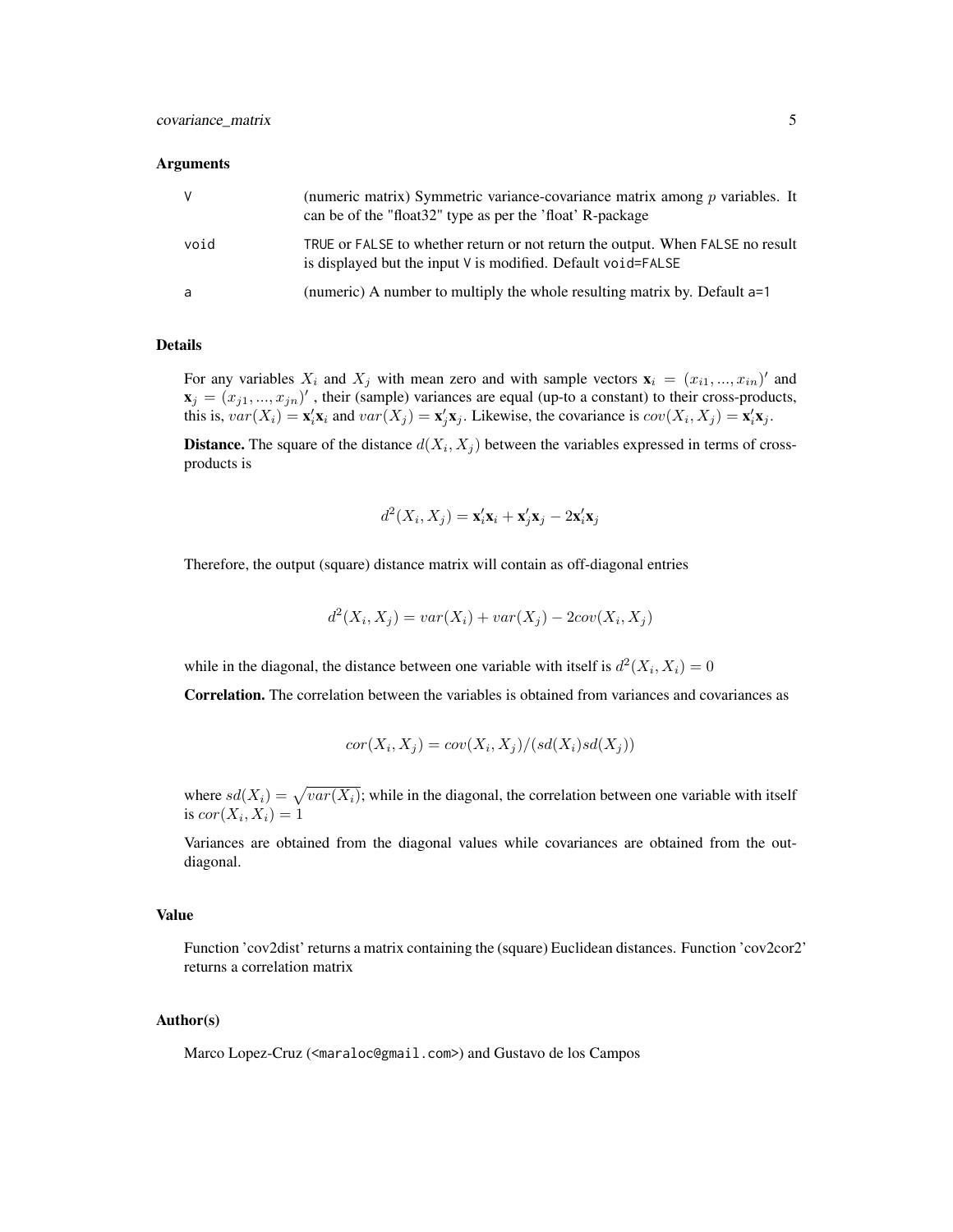## Arguments

| | |
|---|---|
| V | (numeric matrix) Symmetric variance-covariance matrix among $p$ variables. It can be of the "float32" type as per the 'float' R-package |
| void | TRUE or FALSE to whether return or not return the output. When FALSE no result is displayed but the input V is modified. Default void=FALSE |
| a | (numeric) A number to multiply the whole resulting matrix by. Default a=1 |

## Details

For any variables $X_i$ and $X_j$ with mean zero and with sample vectors $\mathbf{x}_i = (x_{i1}, ..., x_{in})'$ and $\mathbf{x}_j = (x_{j1}, ..., x_{jn})'$, their (sample) variances are equal (up-to a constant) to their cross-products, this is, $var(X_i) = \mathbf{x}_i'\mathbf{x}_i$ and $var(X_j) = \mathbf{x}_j'\mathbf{x}_j$. Likewise, the covariance is $cov(X_i, X_j) = \mathbf{x}_i'\mathbf{x}_j$.

**Distance.** The square of the distance $d(X_i, X_j)$ between the variables expressed in terms of cross-products is

$$d^2(X_i, X_j) = \mathbf{x}_i'\mathbf{x}_i + \mathbf{x}_j'\mathbf{x}_j - 2\mathbf{x}_i'\mathbf{x}_j$$

Therefore, the output (square) distance matrix will contain as off-diagonal entries

$$d^2(X_i, X_j) = var(X_i) + var(X_j) - 2cov(X_i, X_j)$$

while in the diagonal, the distance between one variable with itself is $d^2(X_i, X_i) = 0$

**Correlation.** The correlation between the variables is obtained from variances and covariances as

$$cor(X_i, X_j) = cov(X_i, X_j)/(sd(X_i)sd(X_j))$$

where $sd(X_i) = \sqrt{var(X_i)}$; while in the diagonal, the correlation between one variable with itself is $cor(X_i, X_i) = 1$

Variances are obtained from the diagonal values while covariances are obtained from the out-diagonal.

## Value

Function 'cov2dist' returns a matrix containing the (square) Euclidean distances. Function 'cov2cor2' returns a correlation matrix

## Author(s)

Marco Lopez-Cruz (<maraloc@gmail.com>) and Gustavo de los Campos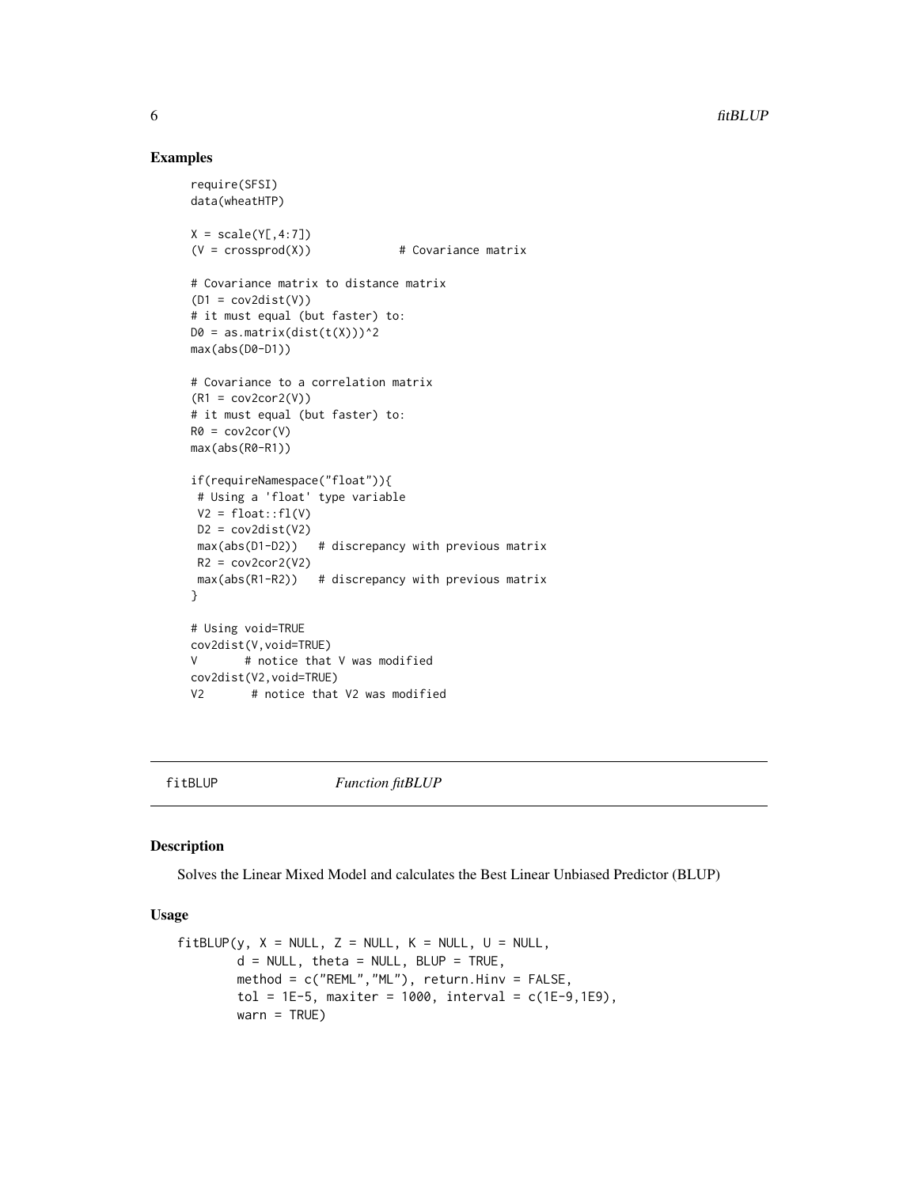## Examples

```
require(SFSI)
data(wheatHTP)

X = scale(Y[,4:7])
(V = crossprod(X))            # Covariance matrix

# Covariance matrix to distance matrix
(D1 = cov2dist(V))
# it must equal (but faster) to:
D0 = as.matrix(dist(t(X)))^2
max(abs(D0-D1))

# Covariance to a correlation matrix
(R1 = cov2cor2(V))
# it must equal (but faster) to:
R0 = cov2cor(V)
max(abs(R0-R1))

if(requireNamespace("float")){
 # Using a 'float' type variable
 V2 = float::fl(V)
 D2 = cov2dist(V2)
 max(abs(D1-D2))   # discrepancy with previous matrix
 R2 = cov2cor2(V2)
 max(abs(R1-R2))   # discrepancy with previous matrix
}

# Using void=TRUE
cov2dist(V,void=TRUE)
V       # notice that V was modified
cov2dist(V2,void=TRUE)
V2      # notice that V2 was modified
```

---

fitBLUP *Function fitBLUP*

---

## Description

Solves the Linear Mixed Model and calculates the Best Linear Unbiased Predictor (BLUP)

## Usage

```
fitBLUP(y, X = NULL, Z = NULL, K = NULL, U = NULL,
        d = NULL, theta = NULL, BLUP = TRUE,
        method = c("REML","ML"), return.Hinv = FALSE,
        tol = 1E-5, maxiter = 1000, interval = c(1E-9,1E9),
        warn = TRUE)
```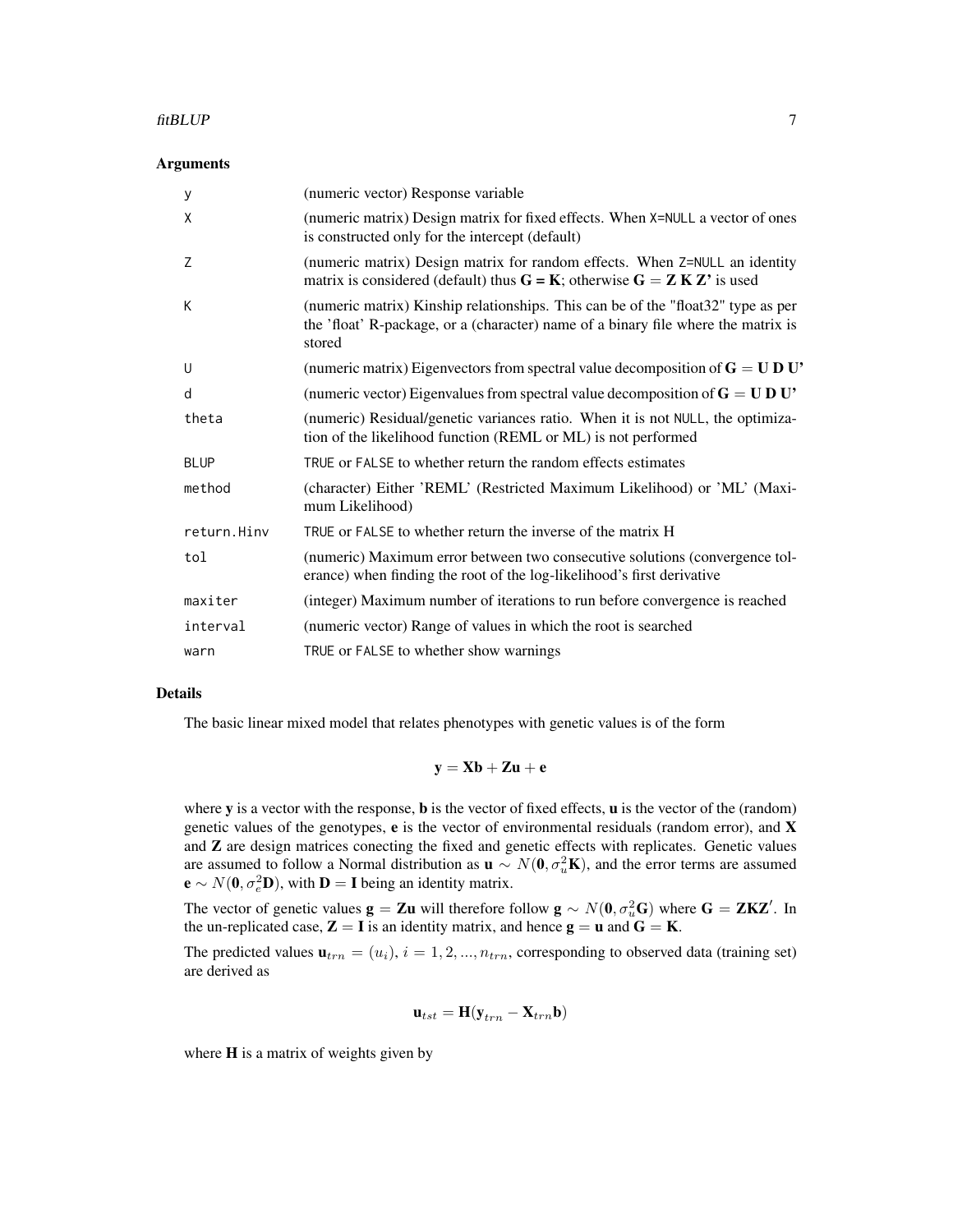### Arguments

| | |
|---|---|
| `y` | (numeric vector) Response variable |
| `X` | (numeric matrix) Design matrix for fixed effects. When `X=NULL` a vector of ones is constructed only for the intercept (default) |
| `Z` | (numeric matrix) Design matrix for random effects. When `Z=NULL` an identity matrix is considered (default) thus **G = K**; otherwise $\mathbf{G} = \mathbf{Z}\ \mathbf{K}\ \mathbf{Z}'$ is used |
| `K` | (numeric matrix) Kinship relationships. This can be of the "float32" type as per the 'float' R-package, or a (character) name of a binary file where the matrix is stored |
| `U` | (numeric matrix) Eigenvectors from spectral value decomposition of $\mathbf{G} = \mathbf{U}\ \mathbf{D}\ \mathbf{U}'$ |
| `d` | (numeric vector) Eigenvalues from spectral value decomposition of $\mathbf{G} = \mathbf{U}\ \mathbf{D}\ \mathbf{U}'$ |
| `theta` | (numeric) Residual/genetic variances ratio. When it is not `NULL`, the optimization of the likelihood function (REML or ML) is not performed |
| `BLUP` | `TRUE` or `FALSE` to whether return the random effects estimates |
| `method` | (character) Either 'REML' (Restricted Maximum Likelihood) or 'ML' (Maximum Likelihood) |
| `return.Hinv` | `TRUE` or `FALSE` to whether return the inverse of the matrix H |
| `tol` | (numeric) Maximum error between two consecutive solutions (convergence tolerance) when finding the root of the log-likelihood's first derivative |
| `maxiter` | (integer) Maximum number of iterations to run before convergence is reached |
| `interval` | (numeric vector) Range of values in which the root is searched |
| `warn` | `TRUE` or `FALSE` to whether show warnings |

### Details

The basic linear mixed model that relates phenotypes with genetic values is of the form

$$\mathbf{y} = \mathbf{X}\mathbf{b} + \mathbf{Z}\mathbf{u} + \mathbf{e}$$

where $\mathbf{y}$ is a vector with the response, $\mathbf{b}$ is the vector of fixed effects, $\mathbf{u}$ is the vector of the (random) genetic values of the genotypes, $\mathbf{e}$ is the vector of environmental residuals (random error), and $\mathbf{X}$ and $\mathbf{Z}$ are design matrices conecting the fixed and genetic effects with replicates. Genetic values are assumed to follow a Normal distribution as $\mathbf{u} \sim N(\mathbf{0}, \sigma_u^2\mathbf{K})$, and the error terms are assumed $\mathbf{e} \sim N(\mathbf{0}, \sigma_e^2\mathbf{D})$, with $\mathbf{D} = \mathbf{I}$ being an identity matrix.

The vector of genetic values $\mathbf{g} = \mathbf{Z}\mathbf{u}$ will therefore follow $\mathbf{g} \sim N(\mathbf{0}, \sigma_u^2\mathbf{G})$ where $\mathbf{G} = \mathbf{Z}\mathbf{K}\mathbf{Z}'$. In the un-replicated case, $\mathbf{Z} = \mathbf{I}$ is an identity matrix, and hence $\mathbf{g} = \mathbf{u}$ and $\mathbf{G} = \mathbf{K}$.

The predicted values $\mathbf{u}_{trn} = (u_i)$, $i = 1, 2, ..., n_{trn}$, corresponding to observed data (training set) are derived as

$$\mathbf{u}_{tst} = \mathbf{H}(\mathbf{y}_{trn} - \mathbf{X}_{trn}\mathbf{b})$$

where $\mathbf{H}$ is a matrix of weights given by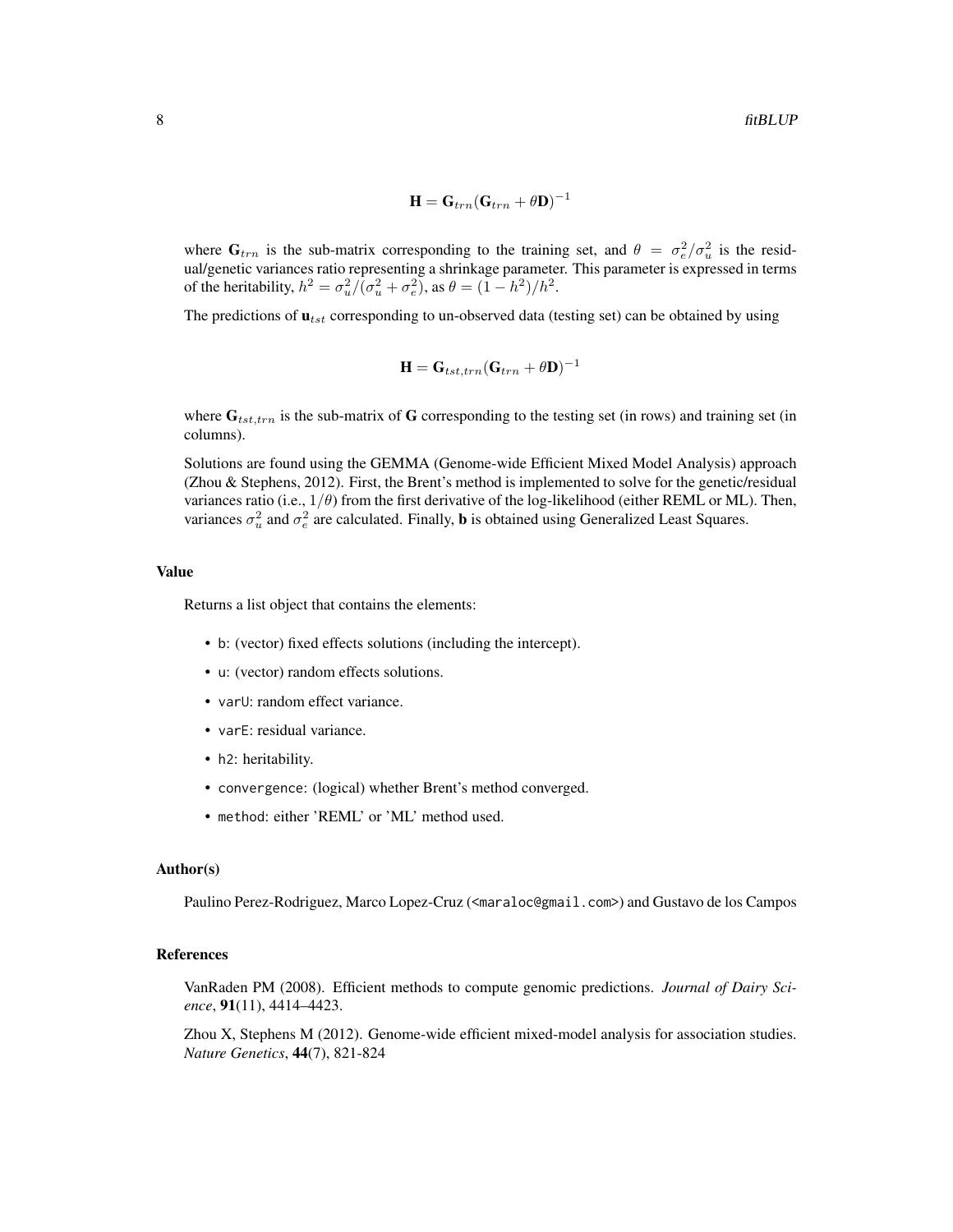$$\mathbf{H} = \mathbf{G}_{trn}(\mathbf{G}_{trn} + \theta\mathbf{D})^{-1}$$

where $\mathbf{G}_{trn}$ is the sub-matrix corresponding to the training set, and $\theta = \sigma_e^2/\sigma_u^2$ is the residual/genetic variances ratio representing a shrinkage parameter. This parameter is expressed in terms of the heritability, $h^2 = \sigma_u^2/(\sigma_u^2 + \sigma_e^2)$, as $\theta = (1 - h^2)/h^2$.

The predictions of $\mathbf{u}_{tst}$ corresponding to un-observed data (testing set) can be obtained by using

$$\mathbf{H} = \mathbf{G}_{tst,trn}(\mathbf{G}_{trn} + \theta\mathbf{D})^{-1}$$

where $\mathbf{G}_{tst,trn}$ is the sub-matrix of $\mathbf{G}$ corresponding to the testing set (in rows) and training set (in columns).

Solutions are found using the GEMMA (Genome-wide Efficient Mixed Model Analysis) approach (Zhou & Stephens, 2012). First, the Brent's method is implemented to solve for the genetic/residual variances ratio (i.e., $1/\theta$) from the first derivative of the log-likelihood (either REML or ML). Then, variances $\sigma_u^2$ and $\sigma_e^2$ are calculated. Finally, $\mathbf{b}$ is obtained using Generalized Least Squares.

## Value

Returns a list object that contains the elements:

- `b`: (vector) fixed effects solutions (including the intercept).
- `u`: (vector) random effects solutions.
- `varU`: random effect variance.
- `varE`: residual variance.
- `h2`: heritability.
- `convergence`: (logical) whether Brent's method converged.
- `method`: either 'REML' or 'ML' method used.

## Author(s)

Paulino Perez-Rodriguez, Marco Lopez-Cruz (<maraloc@gmail.com>) and Gustavo de los Campos

## References

VanRaden PM (2008). Efficient methods to compute genomic predictions. *Journal of Dairy Science*, **91**(11), 4414–4423.

Zhou X, Stephens M (2012). Genome-wide efficient mixed-model analysis for association studies. *Nature Genetics*, **44**(7), 821-824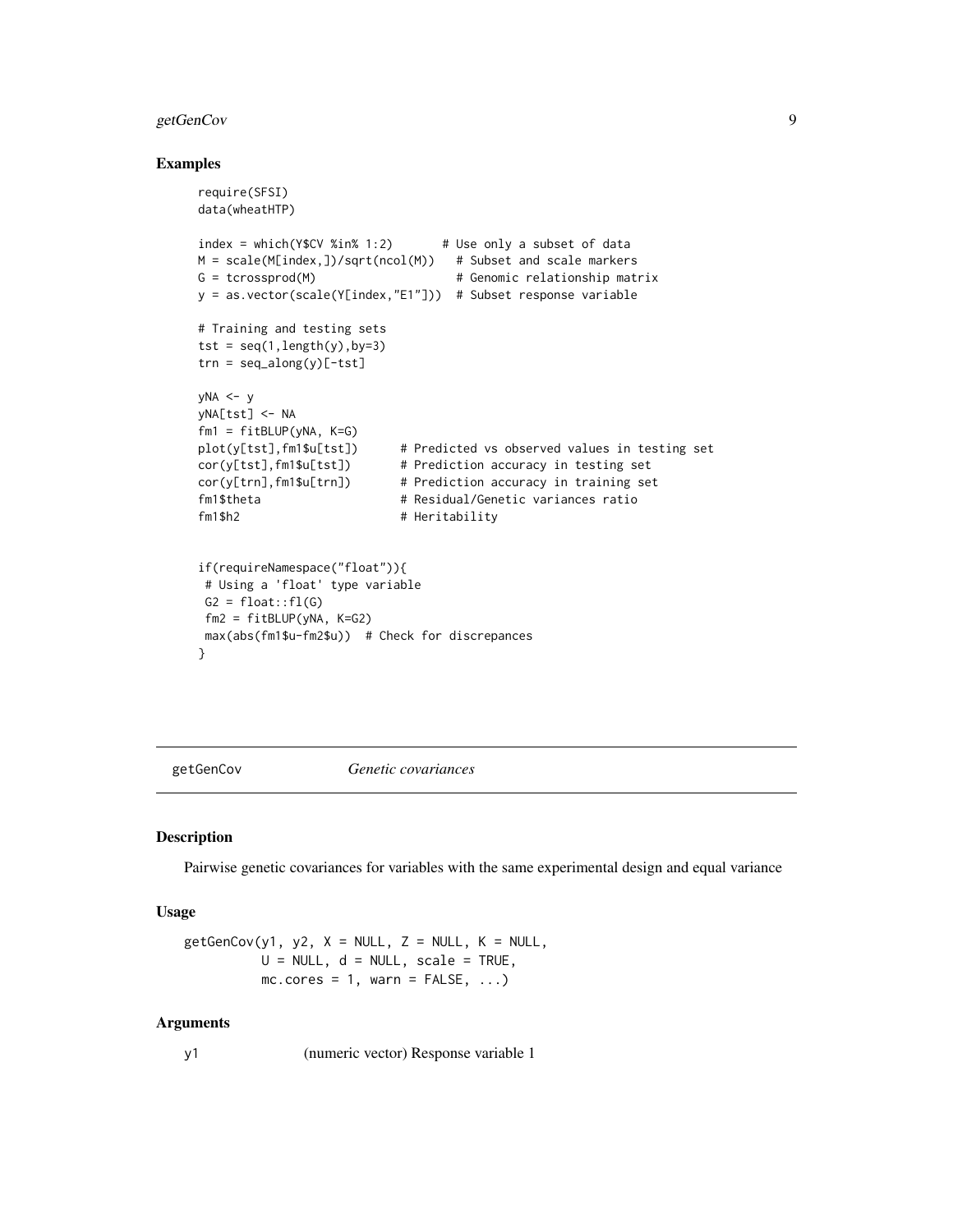## Examples

```
require(SFSI)
data(wheatHTP)

index = which(Y$CV %in% 1:2)       # Use only a subset of data
M = scale(M[index,])/sqrt(ncol(M))   # Subset and scale markers
G = tcrossprod(M)                    # Genomic relationship matrix
y = as.vector(scale(Y[index,"E1"]))  # Subset response variable

# Training and testing sets
tst = seq(1,length(y),by=3)
trn = seq_along(y)[-tst]

yNA <- y
yNA[tst] <- NA
fm1 = fitBLUP(yNA, K=G)
plot(y[tst],fm1$u[tst])      # Predicted vs observed values in testing set
cor(y[tst],fm1$u[tst])       # Prediction accuracy in testing set
cor(y[trn],fm1$u[trn])       # Prediction accuracy in training set
fm1$theta                    # Residual/Genetic variances ratio
fm1$h2                       # Heritability


if(requireNamespace("float")){
 # Using a 'float' type variable
 G2 = float::fl(G)
 fm2 = fitBLUP(yNA, K=G2)
 max(abs(fm1$u-fm2$u))  # Check for discrepances
}
```

# getGenCov *Genetic covariances*

## Description

Pairwise genetic covariances for variables with the same experimental design and equal variance

## Usage

```
getGenCov(y1, y2, X = NULL, Z = NULL, K = NULL,
          U = NULL, d = NULL, scale = TRUE,
          mc.cores = 1, warn = FALSE, ...)
```

## Arguments

`y1` (numeric vector) Response variable 1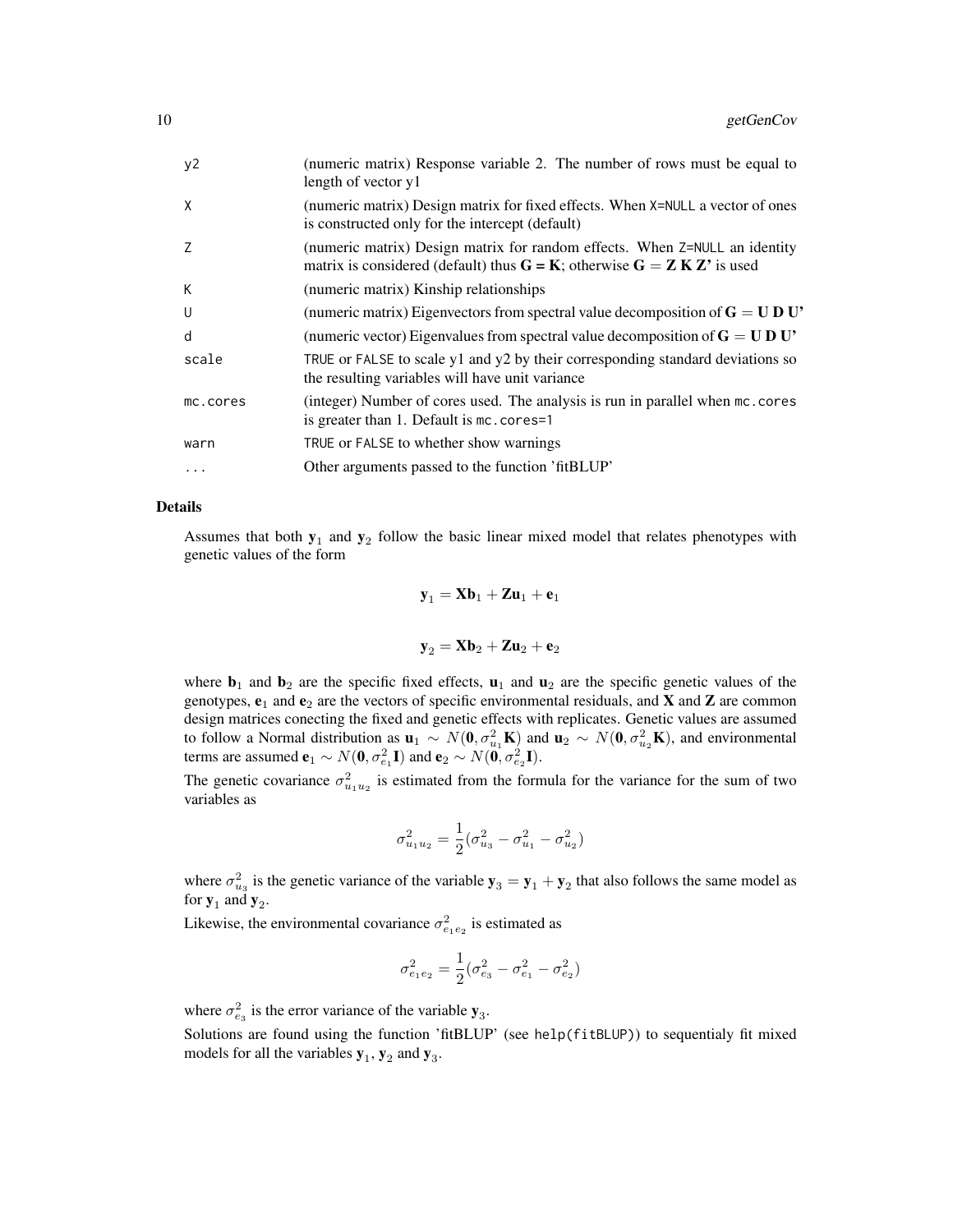| | |
|---|---|
| y2 | (numeric matrix) Response variable 2. The number of rows must be equal to length of vector y1 |
| X | (numeric matrix) Design matrix for fixed effects. When X=NULL a vector of ones is constructed only for the intercept (default) |
| Z | (numeric matrix) Design matrix for random effects. When Z=NULL an identity matrix is considered (default) thus **G = K**; otherwise $\mathbf{G} = \mathbf{Z}\,\mathbf{K}\,\mathbf{Z}'$ is used |
| K | (numeric matrix) Kinship relationships |
| U | (numeric matrix) Eigenvectors from spectral value decomposition of $\mathbf{G} = \mathbf{U}\,\mathbf{D}\,\mathbf{U}'$ |
| d | (numeric vector) Eigenvalues from spectral value decomposition of $\mathbf{G} = \mathbf{U}\,\mathbf{D}\,\mathbf{U}'$ |
| scale | TRUE or FALSE to scale y1 and y2 by their corresponding standard deviations so the resulting variables will have unit variance |
| mc.cores | (integer) Number of cores used. The analysis is run in parallel when mc.cores is greater than 1. Default is mc.cores=1 |
| warn | TRUE or FALSE to whether show warnings |
| ... | Other arguments passed to the function 'fitBLUP' |

## Details

Assumes that both $\mathbf{y}_1$ and $\mathbf{y}_2$ follow the basic linear mixed model that relates phenotypes with genetic values of the form

$$\mathbf{y}_1 = \mathbf{X}\mathbf{b}_1 + \mathbf{Z}\mathbf{u}_1 + \mathbf{e}_1$$

$$\mathbf{y}_2 = \mathbf{X}\mathbf{b}_2 + \mathbf{Z}\mathbf{u}_2 + \mathbf{e}_2$$

where $\mathbf{b}_1$ and $\mathbf{b}_2$ are the specific fixed effects, $\mathbf{u}_1$ and $\mathbf{u}_2$ are the specific genetic values of the genotypes, $\mathbf{e}_1$ and $\mathbf{e}_2$ are the vectors of specific environmental residuals, and $\mathbf{X}$ and $\mathbf{Z}$ are common design matrices conecting the fixed and genetic effects with replicates. Genetic values are assumed to follow a Normal distribution as $\mathbf{u}_1 \sim N(\mathbf{0}, \sigma^2_{u_1}\mathbf{K})$ and $\mathbf{u}_2 \sim N(\mathbf{0}, \sigma^2_{u_2}\mathbf{K})$, and environmental terms are assumed $\mathbf{e}_1 \sim N(\mathbf{0}, \sigma^2_{e_1}\mathbf{I})$ and $\mathbf{e}_2 \sim N(\mathbf{0}, \sigma^2_{e_2}\mathbf{I})$.

The genetic covariance $\sigma^2_{u_1 u_2}$ is estimated from the formula for the variance for the sum of two variables as

$$\sigma^2_{u_1 u_2} = \frac{1}{2}(\sigma^2_{u_3} - \sigma^2_{u_1} - \sigma^2_{u_2})$$

where $\sigma^2_{u_3}$ is the genetic variance of the variable $\mathbf{y}_3 = \mathbf{y}_1 + \mathbf{y}_2$ that also follows the same model as for $\mathbf{y}_1$ and $\mathbf{y}_2$.

Likewise, the environmental covariance $\sigma^2_{e_1 e_2}$ is estimated as

$$\sigma^2_{e_1 e_2} = \frac{1}{2}(\sigma^2_{e_3} - \sigma^2_{e_1} - \sigma^2_{e_2})$$

where $\sigma^2_{e_3}$ is the error variance of the variable $\mathbf{y}_3$.

Solutions are found using the function 'fitBLUP' (see help(fitBLUP)) to sequentialy fit mixed models for all the variables $\mathbf{y}_1$, $\mathbf{y}_2$ and $\mathbf{y}_3$.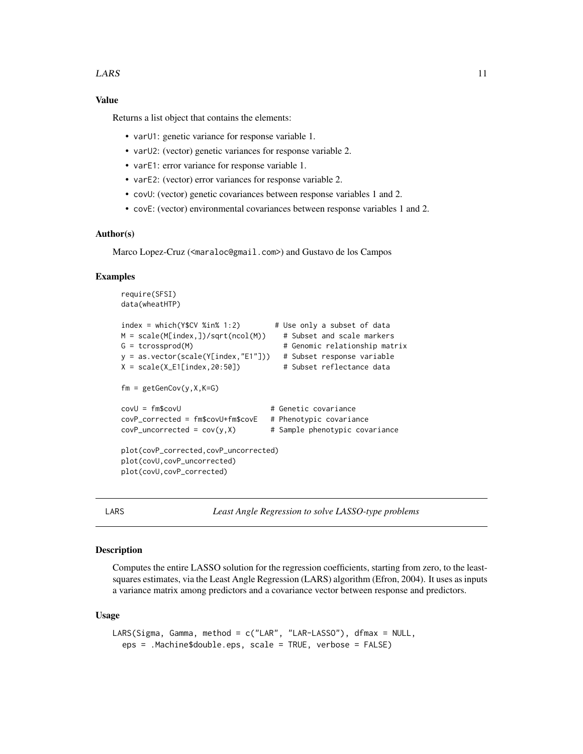### Value

Returns a list object that contains the elements:

- varU1: genetic variance for response variable 1.
- varU2: (vector) genetic variances for response variable 2.
- varE1: error variance for response variable 1.
- varE2: (vector) error variances for response variable 2.
- covU: (vector) genetic covariances between response variables 1 and 2.
- covE: (vector) environmental covariances between response variables 1 and 2.

### Author(s)

Marco Lopez-Cruz (<maraloc@gmail.com>) and Gustavo de los Campos

### Examples

```
require(SFSI)
data(wheatHTP)

index = which(Y$CV %in% 1:2)        # Use only a subset of data
M = scale(M[index,])/sqrt(ncol(M))    # Subset and scale markers
G = tcrossprod(M)                     # Genomic relationship matrix
y = as.vector(scale(Y[index,"E1"]))   # Subset response variable
X = scale(X_E1[index,20:50])          # Subset reflectance data

fm = getGenCov(y,X,K=G)

covU = fm$covU                     # Genetic covariance
covP_corrected = fm$covU+fm$covE   # Phenotypic covariance
covP_uncorrected = cov(y,X)        # Sample phenotypic covariance

plot(covP_corrected,covP_uncorrected)
plot(covU,covP_uncorrected)
plot(covU,covP_corrected)
```

---

## LARS — *Least Angle Regression to solve LASSO-type problems*

---

### Description

Computes the entire LASSO solution for the regression coefficients, starting from zero, to the least-squares estimates, via the Least Angle Regression (LARS) algorithm (Efron, 2004). It uses as inputs a variance matrix among predictors and a covariance vector between response and predictors.

### Usage

```
LARS(Sigma, Gamma, method = c("LAR", "LAR-LASSO"), dfmax = NULL,
  eps = .Machine$double.eps, scale = TRUE, verbose = FALSE)
```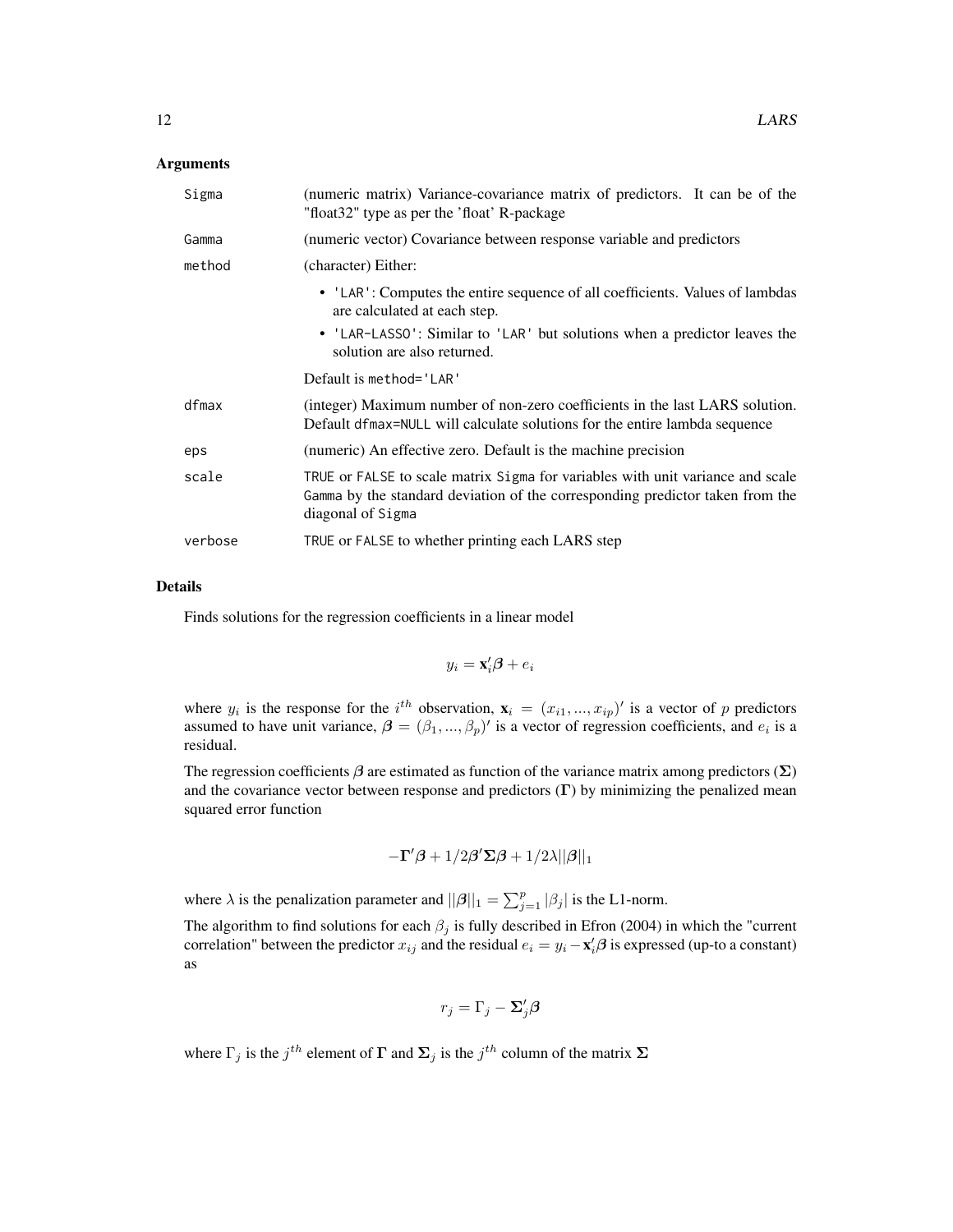## Arguments

| | |
|---|---|
| Sigma | (numeric matrix) Variance-covariance matrix of predictors. It can be of the "float32" type as per the 'float' R-package |
| Gamma | (numeric vector) Covariance between response variable and predictors |
| method | (character) Either: <br>• 'LAR': Computes the entire sequence of all coefficients. Values of lambdas are calculated at each step. <br>• 'LAR-LASSO': Similar to 'LAR' but solutions when a predictor leaves the solution are also returned. <br>Default is method='LAR' |
| dfmax | (integer) Maximum number of non-zero coefficients in the last LARS solution. Default dfmax=NULL will calculate solutions for the entire lambda sequence |
| eps | (numeric) An effective zero. Default is the machine precision |
| scale | TRUE or FALSE to scale matrix Sigma for variables with unit variance and scale Gamma by the standard deviation of the corresponding predictor taken from the diagonal of Sigma |
| verbose | TRUE or FALSE to whether printing each LARS step |

## Details

Finds solutions for the regression coefficients in a linear model

$$y_i = \mathbf{x}_i'\boldsymbol{\beta} + e_i$$

where $y_i$ is the response for the $i^{th}$ observation, $\mathbf{x}_i = (x_{i1}, ..., x_{ip})'$ is a vector of $p$ predictors assumed to have unit variance, $\boldsymbol{\beta} = (\beta_1, ..., \beta_p)'$ is a vector of regression coefficients, and $e_i$ is a residual.

The regression coefficients $\boldsymbol{\beta}$ are estimated as function of the variance matrix among predictors ($\boldsymbol{\Sigma}$) and the covariance vector between response and predictors ($\boldsymbol{\Gamma}$) by minimizing the penalized mean squared error function

$$-\boldsymbol{\Gamma}'\boldsymbol{\beta} + 1/2\boldsymbol{\beta}'\boldsymbol{\Sigma}\boldsymbol{\beta} + 1/2\lambda||\boldsymbol{\beta}||_1$$

where $\lambda$ is the penalization parameter and $||\boldsymbol{\beta}||_1 = \sum_{j=1}^{p} |\beta_j|$ is the L1-norm.

The algorithm to find solutions for each $\beta_j$ is fully described in Efron (2004) in which the "current correlation" between the predictor $x_{ij}$ and the residual $e_i = y_i - \mathbf{x}_i'\boldsymbol{\beta}$ is expressed (up-to a constant) as

$$r_j = \Gamma_j - \boldsymbol{\Sigma}_j'\boldsymbol{\beta}$$

where $\Gamma_j$ is the $j^{th}$ element of $\boldsymbol{\Gamma}$ and $\boldsymbol{\Sigma}_j$ is the $j^{th}$ column of the matrix $\boldsymbol{\Sigma}$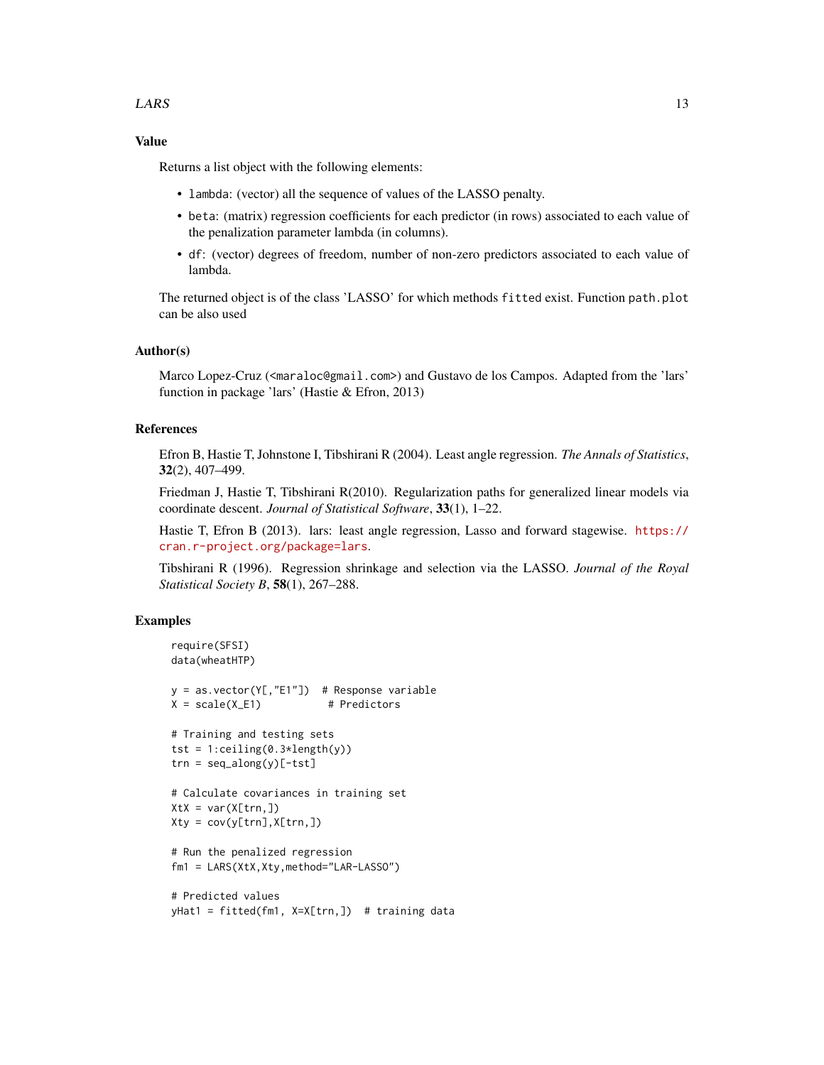## Value

Returns a list object with the following elements:

- `lambda`: (vector) all the sequence of values of the LASSO penalty.
- `beta`: (matrix) regression coefficients for each predictor (in rows) associated to each value of the penalization parameter lambda (in columns).
- `df`: (vector) degrees of freedom, number of non-zero predictors associated to each value of lambda.

The returned object is of the class 'LASSO' for which methods `fitted` exist. Function `path.plot` can be also used

## Author(s)

Marco Lopez-Cruz (<maraloc@gmail.com>) and Gustavo de los Campos. Adapted from the 'lars' function in package 'lars' (Hastie & Efron, 2013)

## References

Efron B, Hastie T, Johnstone I, Tibshirani R (2004). Least angle regression. *The Annals of Statistics*, **32**(2), 407–499.

Friedman J, Hastie T, Tibshirani R(2010). Regularization paths for generalized linear models via coordinate descent. *Journal of Statistical Software*, **33**(1), 1–22.

Hastie T, Efron B (2013). lars: least angle regression, Lasso and forward stagewise. https://cran.r-project.org/package=lars.

Tibshirani R (1996). Regression shrinkage and selection via the LASSO. *Journal of the Royal Statistical Society B*, **58**(1), 267–288.

## Examples

```
require(SFSI)
data(wheatHTP)

y = as.vector(Y[,"E1"])  # Response variable
X = scale(X_E1)           # Predictors

# Training and testing sets
tst = 1:ceiling(0.3*length(y))
trn = seq_along(y)[-tst]

# Calculate covariances in training set
XtX = var(X[trn,])
Xty = cov(y[trn],X[trn,])

# Run the penalized regression
fm1 = LARS(XtX,Xty,method="LAR-LASSO")

# Predicted values
yHat1 = fitted(fm1, X=X[trn,])  # training data
```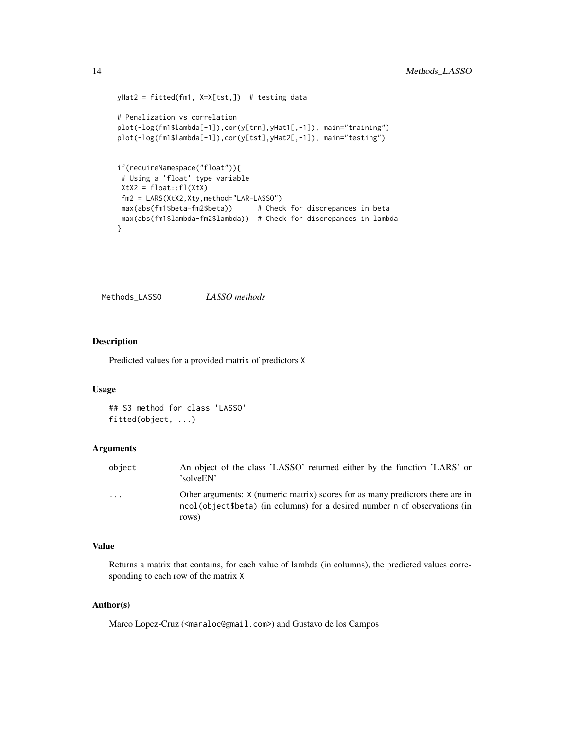```
yHat2 = fitted(fm1, X=X[tst,])  # testing data

# Penalization vs correlation
plot(-log(fm1$lambda[-1]),cor(y[trn],yHat1[,-1]), main="training")
plot(-log(fm1$lambda[-1]),cor(y[tst],yHat2[,-1]), main="testing")


if(requireNamespace("float")){
 # Using a 'float' type variable
 XtX2 = float::fl(XtX)
 fm2 = LARS(XtX2,Xty,method="LAR-LASSO")
 max(abs(fm1$beta-fm2$beta))      # Check for discrepancies in beta
 max(abs(fm1$lambda-fm2$lambda))  # Check for discrepancies in lambda
}
```

---

## Methods_LASSO *LASSO methods*

### Description

Predicted values for a provided matrix of predictors `X`

### Usage

```
## S3 method for class 'LASSO'
fitted(object, ...)
```

### Arguments

| | |
|---|---|
| `object` | An object of the class 'LASSO' returned either by the function 'LARS' or 'solveEN' |
| `...` | Other arguments: `X` (numeric matrix) scores for as many predictors there are in `ncol(object$beta)` (in columns) for a desired number `n` of observations (in rows) |

### Value

Returns a matrix that contains, for each value of lambda (in columns), the predicted values corresponding to each row of the matrix `X`

### Author(s)

Marco Lopez-Cruz (<maraloc@gmail.com>) and Gustavo de los Campos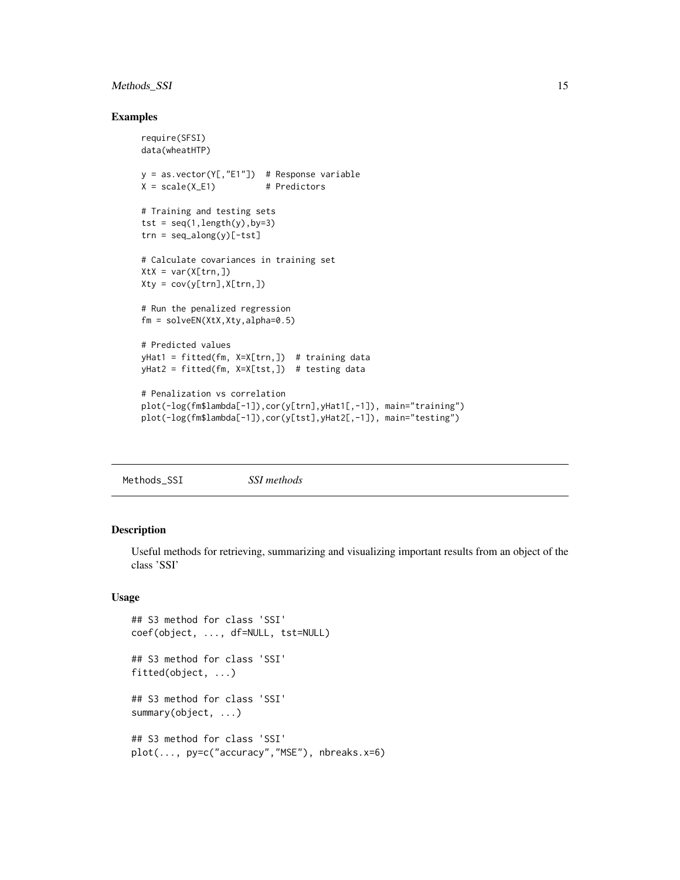## Examples

```
require(SFSI)
data(wheatHTP)

y = as.vector(Y[,"E1"])  # Response variable
X = scale(X_E1)          # Predictors

# Training and testing sets
tst = seq(1,length(y),by=3)
trn = seq_along(y)[-tst]

# Calculate covariances in training set
XtX = var(X[trn,])
Xty = cov(y[trn],X[trn,])

# Run the penalized regression
fm = solveEN(XtX,Xty,alpha=0.5)

# Predicted values
yHat1 = fitted(fm, X=X[trn,])  # training data
yHat2 = fitted(fm, X=X[tst,])  # testing data

# Penalization vs correlation
plot(-log(fm$lambda[-1]),cor(y[trn],yHat1[,-1]), main="training")
plot(-log(fm$lambda[-1]),cor(y[tst],yHat2[,-1]), main="testing")
```

---

Methods_SSI    *SSI methods*

---

## Description

Useful methods for retrieving, summarizing and visualizing important results from an object of the class 'SSI'

## Usage

```
## S3 method for class 'SSI'
coef(object, ..., df=NULL, tst=NULL)

## S3 method for class 'SSI'
fitted(object, ...)

## S3 method for class 'SSI'
summary(object, ...)

## S3 method for class 'SSI'
plot(..., py=c("accuracy","MSE"), nbreaks.x=6)
```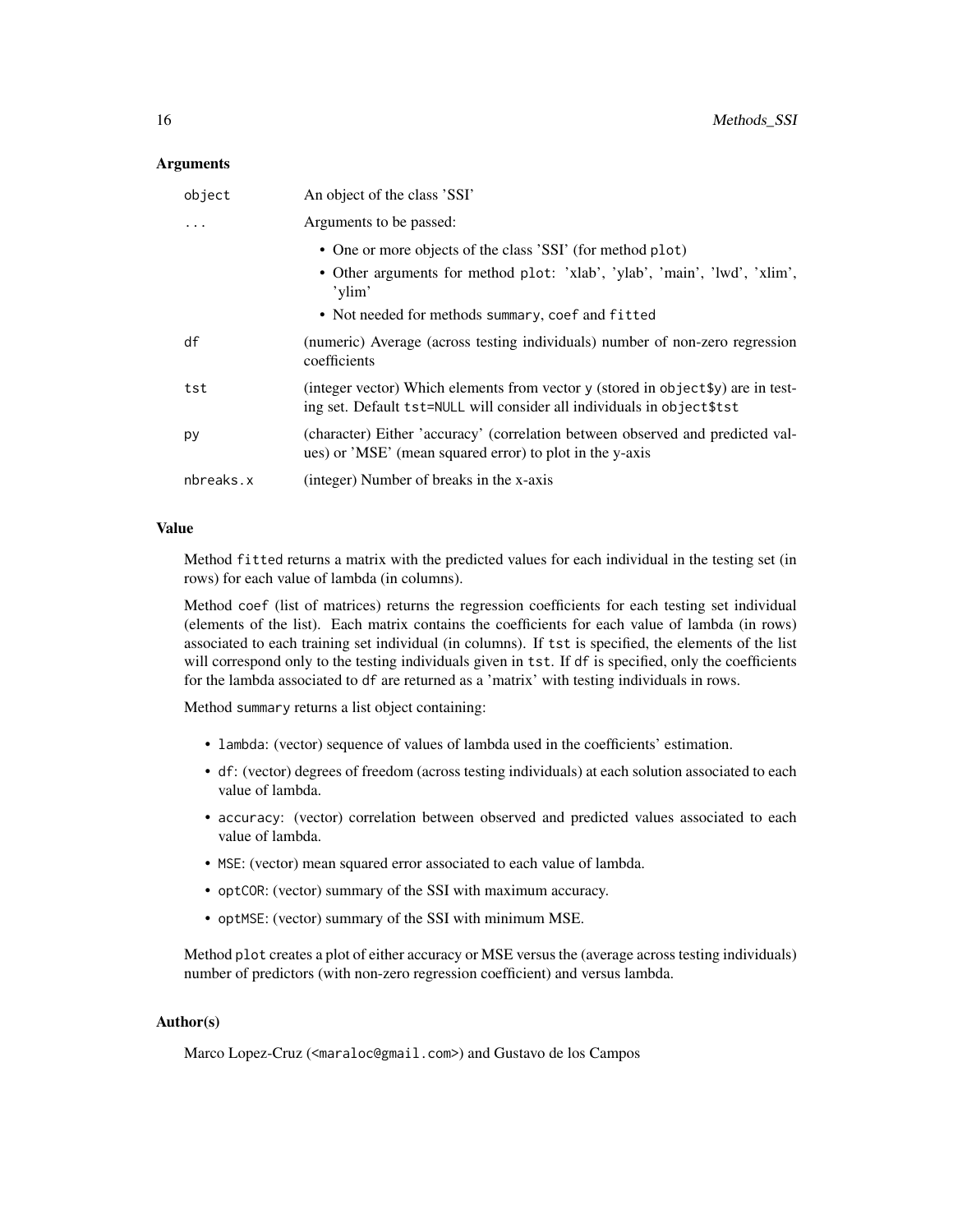## Arguments

| | |
|---|---|
| `object` | An object of the class 'SSI' |
| `...` | Arguments to be passed:<br>• One or more objects of the class 'SSI' (for method `plot`)<br>• Other arguments for method `plot`: 'xlab', 'ylab', 'main', 'lwd', 'xlim', 'ylim'<br>• Not needed for methods `summary`, `coef` and `fitted` |
| `df` | (numeric) Average (across testing individuals) number of non-zero regression coefficients |
| `tst` | (integer vector) Which elements from vector `y` (stored in `object$y`) are in testing set. Default `tst=NULL` will consider all individuals in `object$tst` |
| `py` | (character) Either 'accuracy' (correlation between observed and predicted values) or 'MSE' (mean squared error) to plot in the y-axis |
| `nbreaks.x` | (integer) Number of breaks in the x-axis |

## Value

Method `fitted` returns a matrix with the predicted values for each individual in the testing set (in rows) for each value of lambda (in columns).

Method `coef` (list of matrices) returns the regression coefficients for each testing set individual (elements of the list). Each matrix contains the coefficients for each value of lambda (in rows) associated to each training set individual (in columns). If `tst` is specified, the elements of the list will correspond only to the testing individuals given in `tst`. If `df` is specified, only the coefficients for the lambda associated to `df` are returned as a 'matrix' with testing individuals in rows.

Method `summary` returns a list object containing:

- `lambda`: (vector) sequence of values of lambda used in the coefficients' estimation.
- `df`: (vector) degrees of freedom (across testing individuals) at each solution associated to each value of lambda.
- `accuracy`: (vector) correlation between observed and predicted values associated to each value of lambda.
- `MSE`: (vector) mean squared error associated to each value of lambda.
- `optCOR`: (vector) summary of the SSI with maximum accuracy.
- `optMSE`: (vector) summary of the SSI with minimum MSE.

Method `plot` creates a plot of either accuracy or MSE versus the (average across testing individuals) number of predictors (with non-zero regression coefficient) and versus lambda.

## Author(s)

Marco Lopez-Cruz (<maraloc@gmail.com>) and Gustavo de los Campos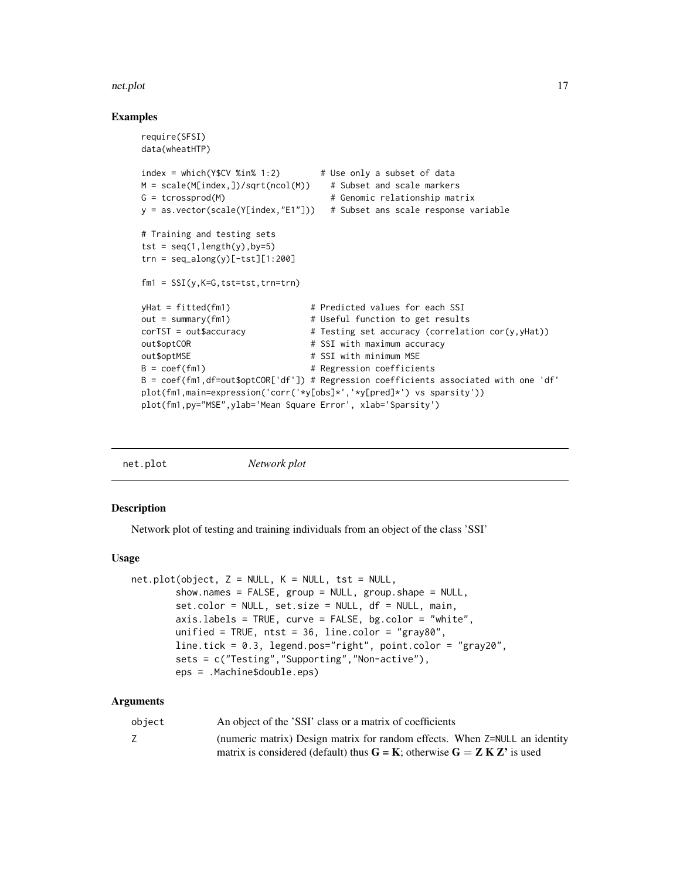## Examples

```
require(SFSI)
data(wheatHTP)

index = which(Y$CV %in% 1:2)        # Use only a subset of data
M = scale(M[index,])/sqrt(ncol(M))    # Subset and scale markers
G = tcrossprod(M)                     # Genomic relationship matrix
y = as.vector(scale(Y[index,"E1"]))   # Subset ans scale response variable

# Training and testing sets
tst = seq(1,length(y),by=5)
trn = seq_along(y)[-tst][1:200]

fm1 = SSI(y,K=G,tst=tst,trn=trn)

yHat = fitted(fm1)                # Predicted values for each SSI
out = summary(fm1)                # Useful function to get results
corTST = out$accuracy             # Testing set accuracy (correlation cor(y,yHat))
out$optCOR                        # SSI with maximum accuracy
out$optMSE                        # SSI with minimum MSE
B = coef(fm1)                     # Regression coefficients
B = coef(fm1,df=out$optCOR['df']) # Regression coefficients associated with one 'df'
plot(fm1,main=expression('corr('*y[obs]*','*y[pred]*') vs sparsity'))
plot(fm1,py="MSE",ylab='Mean Square Error', xlab='Sparsity')
```

---

net.plot *Network plot*

---

## Description

Network plot of testing and training individuals from an object of the class 'SSI'

## Usage

```
net.plot(object, Z = NULL, K = NULL, tst = NULL,
         show.names = FALSE, group = NULL, group.shape = NULL,
         set.color = NULL, set.size = NULL, df = NULL, main,
         axis.labels = TRUE, curve = FALSE, bg.color = "white",
         unified = TRUE, ntst = 36, line.color = "gray80",
         line.tick = 0.3, legend.pos="right", point.color = "gray20",
         sets = c("Testing","Supporting","Non-active"),
         eps = .Machine$double.eps)
```

## Arguments

| | |
|---|---|
| object | An object of the 'SSI' class or a matrix of coefficients |
| Z | (numeric matrix) Design matrix for random effects. When Z=NULL an identity matrix is considered (default) thus $\mathbf{G} = \mathbf{K}$; otherwise $\mathbf{G} = \mathbf{Z}\,\mathbf{K}\,\mathbf{Z}'$ is used |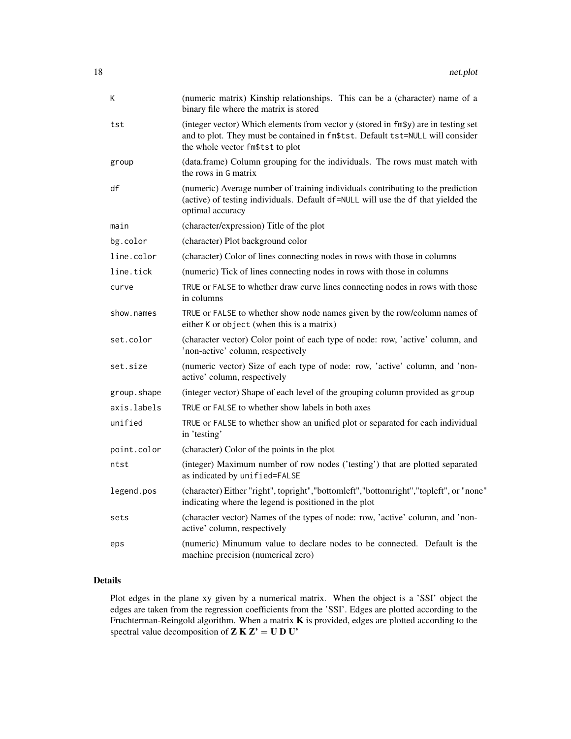| | |
|---|---|
| K | (numeric matrix) Kinship relationships. This can be a (character) name of a binary file where the matrix is stored |
| tst | (integer vector) Which elements from vector y (stored in fm$y) are in testing set and to plot. They must be contained in fm$tst. Default tst=NULL will consider the whole vector fm$tst to plot |
| group | (data.frame) Column grouping for the individuals. The rows must match with the rows in G matrix |
| df | (numeric) Average number of training individuals contributing to the prediction (active) of testing individuals. Default df=NULL will use the df that yielded the optimal accuracy |
| main | (character/expression) Title of the plot |
| bg.color | (character) Plot background color |
| line.color | (character) Color of lines connecting nodes in rows with those in columns |
| line.tick | (numeric) Tick of lines connecting nodes in rows with those in columns |
| curve | TRUE or FALSE to whether draw curve lines connecting nodes in rows with those in columns |
| show.names | TRUE or FALSE to whether show node names given by the row/column names of either K or object (when this is a matrix) |
| set.color | (character vector) Color point of each type of node: row, 'active' column, and 'non-active' column, respectively |
| set.size | (numeric vector) Size of each type of node: row, 'active' column, and 'non-active' column, respectively |
| group.shape | (integer vector) Shape of each level of the grouping column provided as group |
| axis.labels | TRUE or FALSE to whether show labels in both axes |
| unified | TRUE or FALSE to whether show an unified plot or separated for each individual in 'testing' |
| point.color | (character) Color of the points in the plot |
| ntst | (integer) Maximum number of row nodes ('testing') that are plotted separated as indicated by unified=FALSE |
| legend.pos | (character) Either "right", topright","bottomleft","bottomright","topleft", or "none" indicating where the legend is positioned in the plot |
| sets | (character vector) Names of the types of node: row, 'active' column, and 'non-active' column, respectively |
| eps | (numeric) Minumum value to declare nodes to be connected. Default is the machine precision (numerical zero) |

## Details

Plot edges in the plane xy given by a numerical matrix. When the object is a 'SSI' object the edges are taken from the regression coefficients from the 'SSI'. Edges are plotted according to the Fruchterman-Reingold algorithm. When a matrix **K** is provided, edges are plotted according to the spectral value decomposition of $\mathbf{Z\,K\,Z'} = \mathbf{U\,D\,U'}$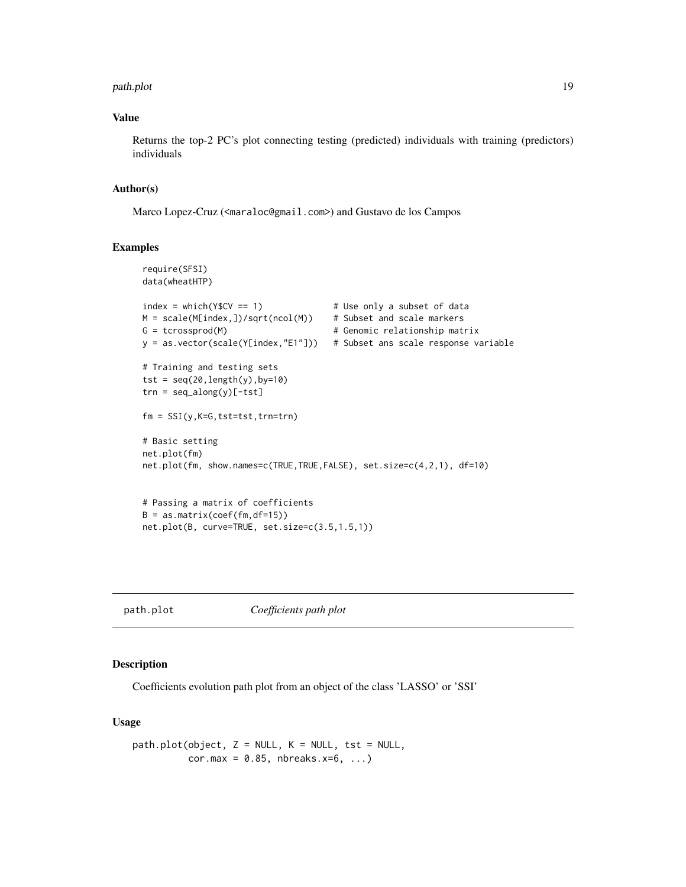### Value

Returns the top-2 PC's plot connecting testing (predicted) individuals with training (predictors) individuals

### Author(s)

Marco Lopez-Cruz (<maraloc@gmail.com>) and Gustavo de los Campos

### Examples

```
require(SFSI)
data(wheatHTP)

index = which(Y$CV == 1)             # Use only a subset of data
M = scale(M[index,])/sqrt(ncol(M))   # Subset and scale markers
G = tcrossprod(M)                    # Genomic relationship matrix
y = as.vector(scale(Y[index,"E1"]))  # Subset ans scale response variable

# Training and testing sets
tst = seq(20,length(y),by=10)
trn = seq_along(y)[-tst]

fm = SSI(y,K=G,tst=tst,trn=trn)

# Basic setting
net.plot(fm)
net.plot(fm, show.names=c(TRUE,TRUE,FALSE), set.size=c(4,2,1), df=10)


# Passing a matrix of coefficients
B = as.matrix(coef(fm,df=15))
net.plot(B, curve=TRUE, set.size=c(3.5,1.5,1))
```

---

## path.plot — *Coefficients path plot*

### Description

Coefficients evolution path plot from an object of the class 'LASSO' or 'SSI'

### Usage

```
path.plot(object, Z = NULL, K = NULL, tst = NULL,
          cor.max = 0.85, nbreaks.x=6, ...)
```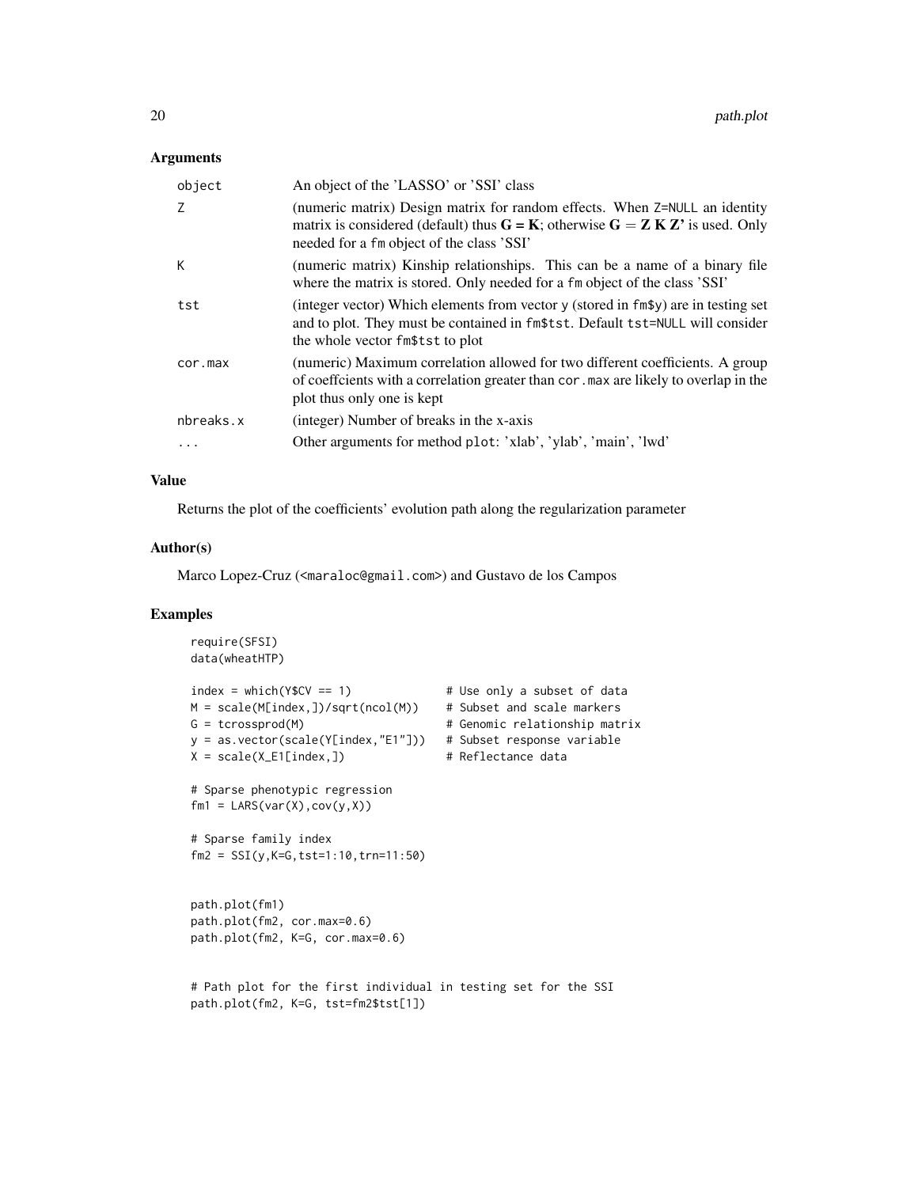## Arguments

| | |
|---|---|
| object | An object of the 'LASSO' or 'SSI' class |
| Z | (numeric matrix) Design matrix for random effects. When Z=NULL an identity matrix is considered (default) thus $\mathbf{G} = \mathbf{K}$; otherwise $\mathbf{G} = \mathbf{Z}\ \mathbf{K}\ \mathbf{Z}'$ is used. Only needed for a fm object of the class 'SSI' |
| K | (numeric matrix) Kinship relationships. This can be a name of a binary file where the matrix is stored. Only needed for a fm object of the class 'SSI' |
| tst | (integer vector) Which elements from vector y (stored in fm$y) are in testing set and to plot. They must be contained in fm$tst. Default tst=NULL will consider the whole vector fm$tst to plot |
| cor.max | (numeric) Maximum correlation allowed for two different coefficients. A group of coeffcients with a correlation greater than cor.max are likely to overlap in the plot thus only one is kept |
| nbreaks.x | (integer) Number of breaks in the x-axis |
| ... | Other arguments for method plot: 'xlab', 'ylab', 'main', 'lwd' |

## Value

Returns the plot of the coefficients' evolution path along the regularization parameter

## Author(s)

Marco Lopez-Cruz (<maraloc@gmail.com>) and Gustavo de los Campos

## Examples

```
require(SFSI)
data(wheatHTP)

index = which(Y$CV == 1)             # Use only a subset of data
M = scale(M[index,])/sqrt(ncol(M))    # Subset and scale markers
G = tcrossprod(M)                    # Genomic relationship matrix
y = as.vector(scale(Y[index,"E1"]))  # Subset response variable
X = scale(X_E1[index,])              # Reflectance data

# Sparse phenotypic regression
fm1 = LARS(var(X),cov(y,X))

# Sparse family index
fm2 = SSI(y,K=G,tst=1:10,trn=11:50)


path.plot(fm1)
path.plot(fm2, cor.max=0.6)
path.plot(fm2, K=G, cor.max=0.6)


# Path plot for the first individual in testing set for the SSI
path.plot(fm2, K=G, tst=fm2$tst[1])
```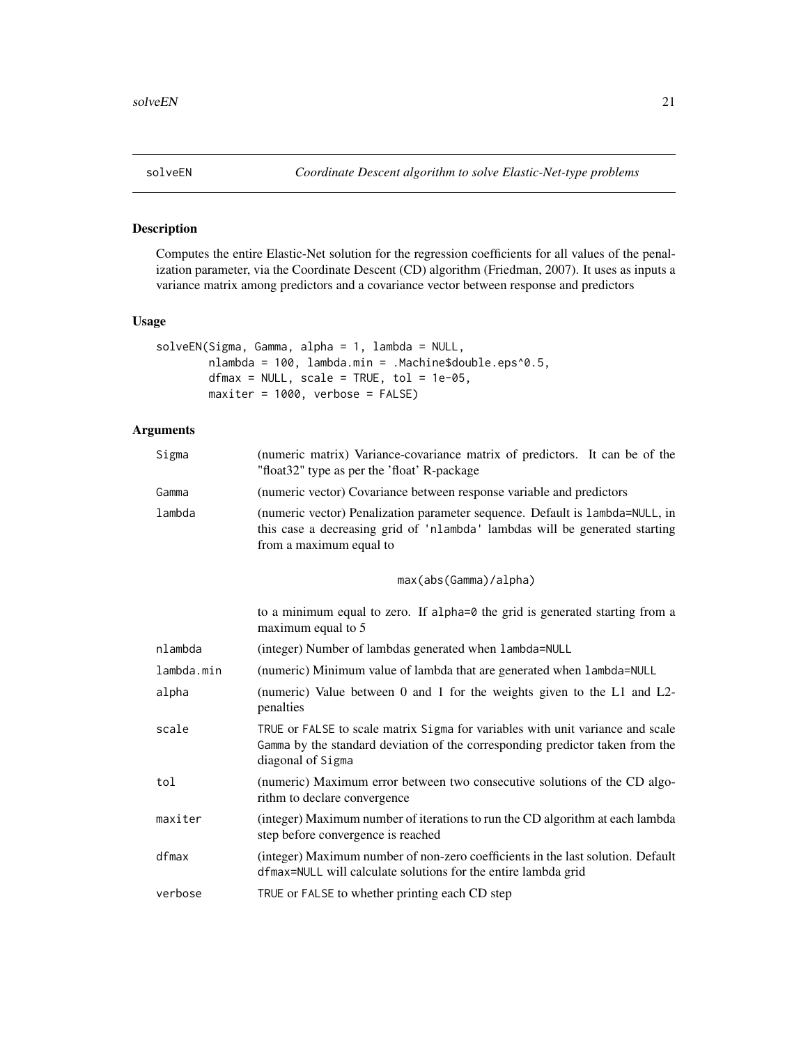# solveEN — *Coordinate Descent algorithm to solve Elastic-Net-type problems*

## Description

Computes the entire Elastic-Net solution for the regression coefficients for all values of the penalization parameter, via the Coordinate Descent (CD) algorithm (Friedman, 2007). It uses as inputs a variance matrix among predictors and a covariance vector between response and predictors

## Usage

```
solveEN(Sigma, Gamma, alpha = 1, lambda = NULL,
        nlambda = 100, lambda.min = .Machine$double.eps^0.5,
        dfmax = NULL, scale = TRUE, tol = 1e-05,
        maxiter = 1000, verbose = FALSE)
```

## Arguments

| Argument | Description |
|---|---|
| `Sigma` | (numeric matrix) Variance-covariance matrix of predictors. It can be of the "float32" type as per the 'float' R-package |
| `Gamma` | (numeric vector) Covariance between response variable and predictors |
| `lambda` | (numeric vector) Penalization parameter sequence. Default is `lambda=NULL`, in this case a decreasing grid of `'nlambda'` lambdas will be generated starting from a maximum equal to<br><br>`max(abs(Gamma)/alpha)`<br><br>to a minimum equal to zero. If `alpha=0` the grid is generated starting from a maximum equal to 5 |
| `nlambda` | (integer) Number of lambdas generated when `lambda=NULL` |
| `lambda.min` | (numeric) Minimum value of lambda that are generated when `lambda=NULL` |
| `alpha` | (numeric) Value between 0 and 1 for the weights given to the L1 and L2-penalties |
| `scale` | `TRUE` or `FALSE` to scale matrix `Sigma` for variables with unit variance and scale `Gamma` by the standard deviation of the corresponding predictor taken from the diagonal of `Sigma` |
| `tol` | (numeric) Maximum error between two consecutive solutions of the CD algorithm to declare convergence |
| `maxiter` | (integer) Maximum number of iterations to run the CD algorithm at each lambda step before convergence is reached |
| `dfmax` | (integer) Maximum number of non-zero coefficients in the last solution. Default `dfmax=NULL` will calculate solutions for the entire lambda grid |
| `verbose` | `TRUE` or `FALSE` to whether printing each CD step |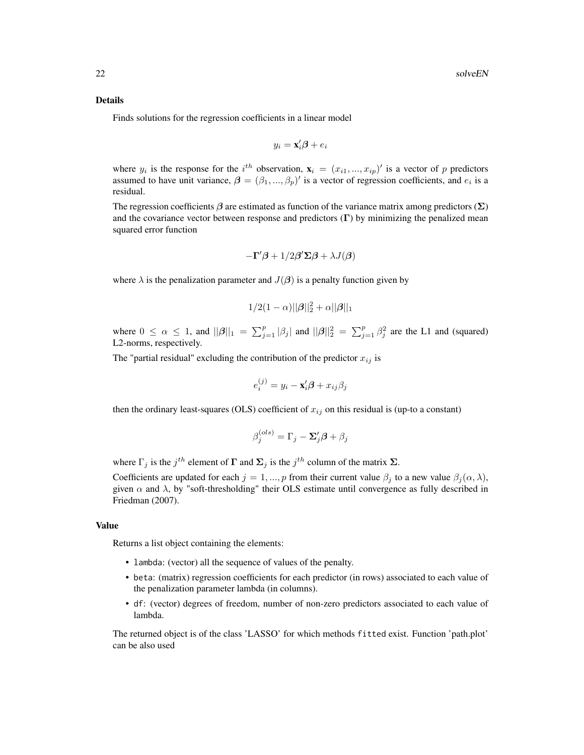### Details

Finds solutions for the regression coefficients in a linear model

$$y_i = \mathbf{x}_i'\boldsymbol{\beta} + e_i$$

where $y_i$ is the response for the $i^{th}$ observation, $\mathbf{x}_i = (x_{i1}, ..., x_{ip})'$ is a vector of $p$ predictors assumed to have unit variance, $\boldsymbol{\beta} = (\beta_1, ..., \beta_p)'$ is a vector of regression coefficients, and $e_i$ is a residual.

The regression coefficients $\boldsymbol{\beta}$ are estimated as function of the variance matrix among predictors ($\boldsymbol{\Sigma}$) and the covariance vector between response and predictors ($\boldsymbol{\Gamma}$) by minimizing the penalized mean squared error function

$$-\boldsymbol{\Gamma}'\boldsymbol{\beta} + 1/2\boldsymbol{\beta}'\boldsymbol{\Sigma}\boldsymbol{\beta} + \lambda J(\boldsymbol{\beta})$$

where $\lambda$ is the penalization parameter and $J(\boldsymbol{\beta})$ is a penalty function given by

$$1/2(1-\alpha)||\boldsymbol{\beta}||_2^2 + \alpha||\boldsymbol{\beta}||_1$$

where $0 \leq \alpha \leq 1$, and $||\boldsymbol{\beta}||_1 = \sum_{j=1}^p |\beta_j|$ and $||\boldsymbol{\beta}||_2^2 = \sum_{j=1}^p \beta_j^2$ are the L1 and (squared) L2-norms, respectively.

The "partial residual" excluding the contribution of the predictor $x_{ij}$ is

$$e_i^{(j)} = y_i - \mathbf{x}_i'\boldsymbol{\beta} + x_{ij}\beta_j$$

then the ordinary least-squares (OLS) coefficient of $x_{ij}$ on this residual is (up-to a constant)

$$\beta_j^{(ols)} = \Gamma_j - \boldsymbol{\Sigma}_j'\boldsymbol{\beta} + \beta_j$$

where $\Gamma_j$ is the $j^{th}$ element of $\boldsymbol{\Gamma}$ and $\boldsymbol{\Sigma}_j$ is the $j^{th}$ column of the matrix $\boldsymbol{\Sigma}$.

Coefficients are updated for each $j = 1, ..., p$ from their current value $\beta_j$ to a new value $\beta_j(\alpha, \lambda)$, given $\alpha$ and $\lambda$, by "soft-thresholding" their OLS estimate until convergence as fully described in Friedman (2007).

### Value

Returns a list object containing the elements:

- `lambda`: (vector) all the sequence of values of the penalty.
- `beta`: (matrix) regression coefficients for each predictor (in rows) associated to each value of the penalization parameter lambda (in columns).
- `df`: (vector) degrees of freedom, number of non-zero predictors associated to each value of lambda.

The returned object is of the class 'LASSO' for which methods `fitted` exist. Function 'path.plot' can be also used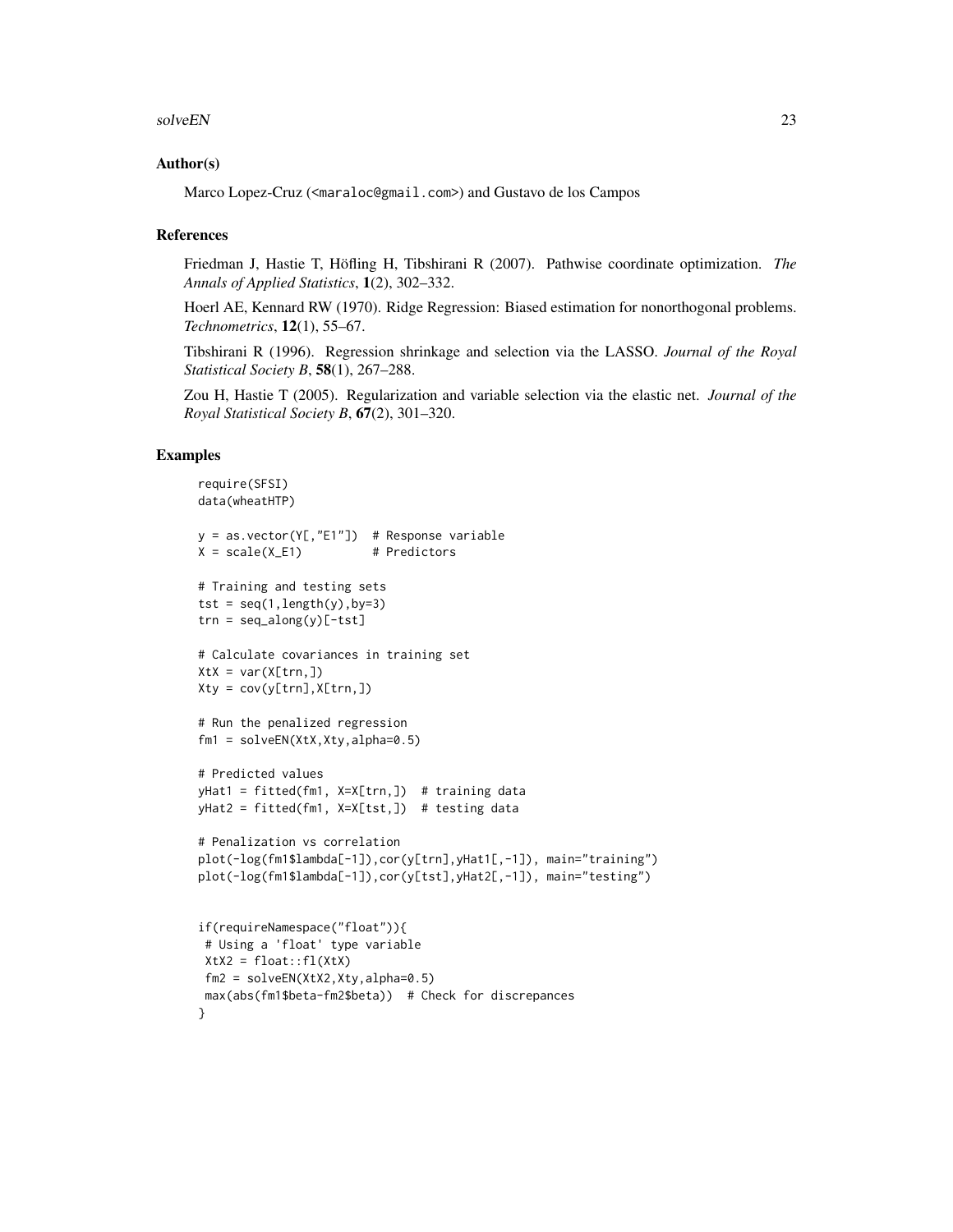## Author(s)

Marco Lopez-Cruz (<maraloc@gmail.com>) and Gustavo de los Campos

## References

Friedman J, Hastie T, Höfling H, Tibshirani R (2007). Pathwise coordinate optimization. *The Annals of Applied Statistics*, **1**(2), 302–332.

Hoerl AE, Kennard RW (1970). Ridge Regression: Biased estimation for nonorthogonal problems. *Technometrics*, **12**(1), 55–67.

Tibshirani R (1996). Regression shrinkage and selection via the LASSO. *Journal of the Royal Statistical Society B*, **58**(1), 267–288.

Zou H, Hastie T (2005). Regularization and variable selection via the elastic net. *Journal of the Royal Statistical Society B*, **67**(2), 301–320.

## Examples

```
require(SFSI)
data(wheatHTP)

y = as.vector(Y[,"E1"])  # Response variable
X = scale(X_E1)          # Predictors

# Training and testing sets
tst = seq(1,length(y),by=3)
trn = seq_along(y)[-tst]

# Calculate covariances in training set
XtX = var(X[trn,])
Xty = cov(y[trn],X[trn,])

# Run the penalized regression
fm1 = solveEN(XtX,Xty,alpha=0.5)

# Predicted values
yHat1 = fitted(fm1, X=X[trn,])  # training data
yHat2 = fitted(fm1, X=X[tst,])  # testing data

# Penalization vs correlation
plot(-log(fm1$lambda[-1]),cor(y[trn],yHat1[,-1]), main="training")
plot(-log(fm1$lambda[-1]),cor(y[tst],yHat2[,-1]), main="testing")


if(requireNamespace("float")){
 # Using a 'float' type variable
 XtX2 = float::fl(XtX)
 fm2 = solveEN(XtX2,Xty,alpha=0.5)
 max(abs(fm1$beta-fm2$beta))  # Check for discrepances
}
```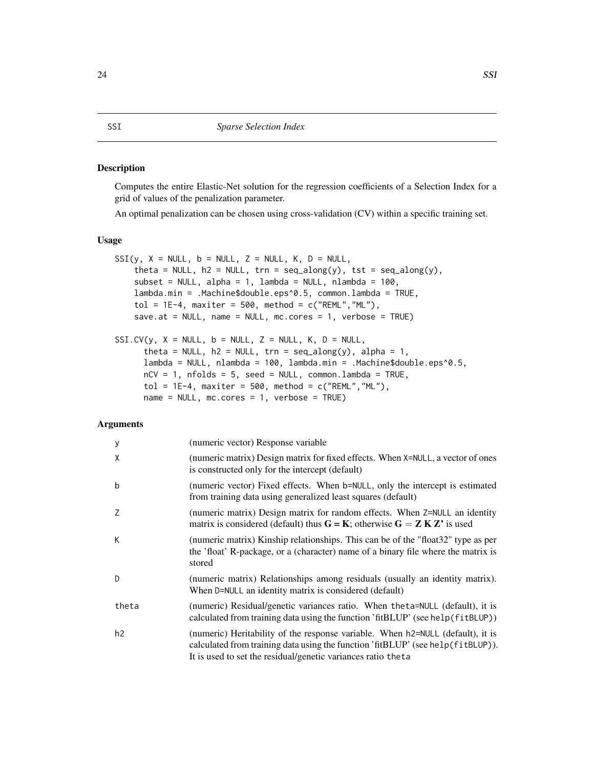## SSI — *Sparse Selection Index*

### Description

Computes the entire Elastic-Net solution for the regression coefficients of a Selection Index for a grid of values of the penalization parameter.

An optimal penalization can be chosen using cross-validation (CV) within a specific training set.

### Usage

```
SSI(y, X = NULL, b = NULL, Z = NULL, K, D = NULL,
    theta = NULL, h2 = NULL, trn = seq_along(y), tst = seq_along(y),
    subset = NULL, alpha = 1, lambda = NULL, nlambda = 100,
    lambda.min = .Machine$double.eps^0.5, common.lambda = TRUE,
    tol = 1E-4, maxiter = 500, method = c("REML","ML"),
    save.at = NULL, name = NULL, mc.cores = 1, verbose = TRUE)

SSI.CV(y, X = NULL, b = NULL, Z = NULL, K, D = NULL,
      theta = NULL, h2 = NULL, trn = seq_along(y), alpha = 1,
      lambda = NULL, nlambda = 100, lambda.min = .Machine$double.eps^0.5,
      nCV = 1, nfolds = 5, seed = NULL, common.lambda = TRUE,
      tol = 1E-4, maxiter = 500, method = c("REML","ML"),
      name = NULL, mc.cores = 1, verbose = TRUE)
```

### Arguments

| | |
|---|---|
| y | (numeric vector) Response variable |
| X | (numeric matrix) Design matrix for fixed effects. When X=NULL, a vector of ones is constructed only for the intercept (default) |
| b | (numeric vector) Fixed effects. When b=NULL, only the intercept is estimated from training data using generalized least squares (default) |
| Z | (numeric matrix) Design matrix for random effects. When Z=NULL an identity matrix is considered (default) thus $\mathbf{G} = \mathbf{K}$; otherwise $\mathbf{G} = \mathbf{Z}\,\mathbf{K}\,\mathbf{Z}'$ is used |
| K | (numeric matrix) Kinship relationships. This can be of the "float32" type as per the 'float' R-package, or a (character) name of a binary file where the matrix is stored |
| D | (numeric matrix) Relationships among residuals (usually an identity matrix). When D=NULL an identity matrix is considered (default) |
| theta | (numeric) Residual/genetic variances ratio. When theta=NULL (default), it is calculated from training data using the function 'fitBLUP' (see help(fitBLUP)) |
| h2 | (numeric) Heritability of the response variable. When h2=NULL (default), it is calculated from training data using the function 'fitBLUP' (see help(fitBLUP)). It is used to set the residual/genetic variances ratio theta |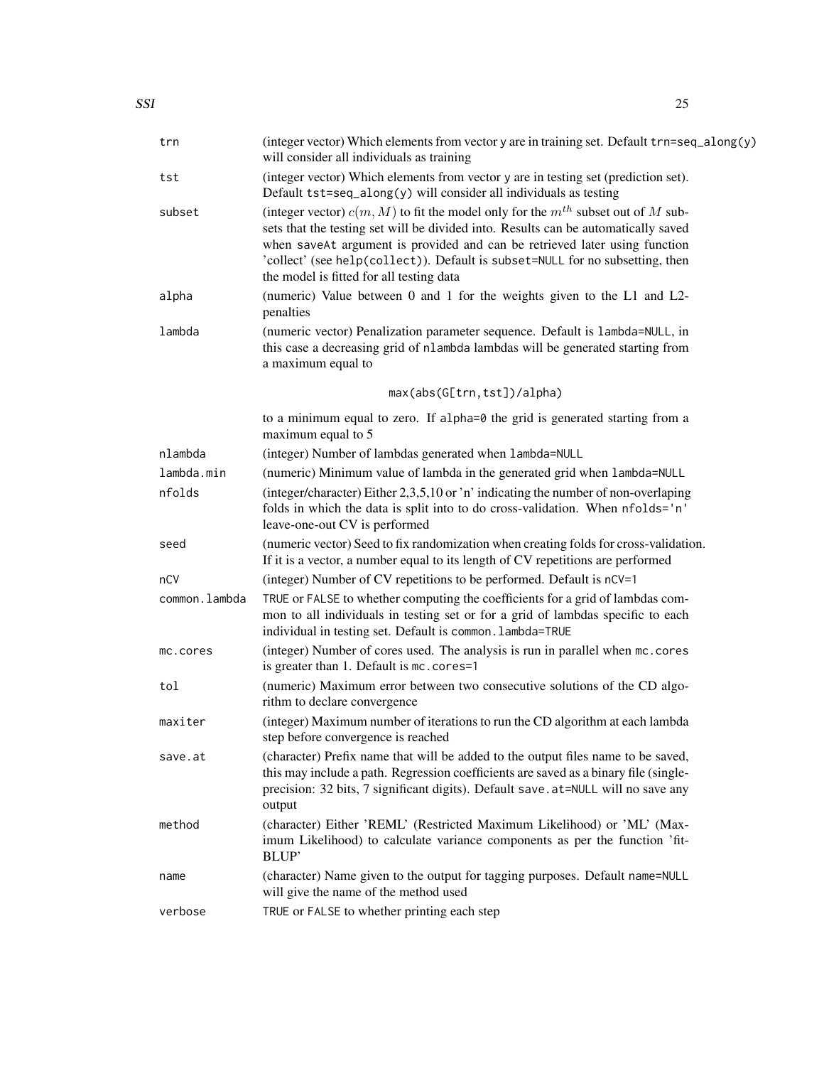| | |
|---|---|
| trn | (integer vector) Which elements from vector y are in training set. Default trn=seq_along(y) will consider all individuals as training |
| tst | (integer vector) Which elements from vector y are in testing set (prediction set). Default tst=seq_along(y) will consider all individuals as testing |
| subset | (integer vector) $c(m, M)$ to fit the model only for the $m^{th}$ subset out of $M$ subsets that the testing set will be divided into. Results can be automatically saved when saveAt argument is provided and can be retrieved later using function 'collect' (see help(collect)). Default is subset=NULL for no subsetting, then the model is fitted for all testing data |
| alpha | (numeric) Value between 0 and 1 for the weights given to the L1 and L2-penalties |
| lambda | (numeric vector) Penalization parameter sequence. Default is lambda=NULL, in this case a decreasing grid of nlambda lambdas will be generated starting from a maximum equal to `max(abs(G[trn,tst])/alpha)` to a minimum equal to zero. If alpha=0 the grid is generated starting from a maximum equal to 5 |
| nlambda | (integer) Number of lambdas generated when lambda=NULL |
| lambda.min | (numeric) Minimum value of lambda in the generated grid when lambda=NULL |
| nfolds | (integer/character) Either 2,3,5,10 or 'n' indicating the number of non-overlaping folds in which the data is split into to do cross-validation. When nfolds='n' leave-one-out CV is performed |
| seed | (numeric vector) Seed to fix randomization when creating folds for cross-validation. If it is a vector, a number equal to its length of CV repetitions are performed |
| nCV | (integer) Number of CV repetitions to be performed. Default is nCV=1 |
| common.lambda | TRUE or FALSE to whether computing the coefficients for a grid of lambdas common to all individuals in testing set or for a grid of lambdas specific to each individual in testing set. Default is common.lambda=TRUE |
| mc.cores | (integer) Number of cores used. The analysis is run in parallel when mc.cores is greater than 1. Default is mc.cores=1 |
| tol | (numeric) Maximum error between two consecutive solutions of the CD algorithm to declare convergence |
| maxiter | (integer) Maximum number of iterations to run the CD algorithm at each lambda step before convergence is reached |
| save.at | (character) Prefix name that will be added to the output files name to be saved, this may include a path. Regression coefficients are saved as a binary file (single-precision: 32 bits, 7 significant digits). Default save.at=NULL will no save any output |
| method | (character) Either 'REML' (Restricted Maximum Likelihood) or 'ML' (Maximum Likelihood) to calculate variance components as per the function 'fitBLUP' |
| name | (character) Name given to the output for tagging purposes. Default name=NULL will give the name of the method used |
| verbose | TRUE or FALSE to whether printing each step |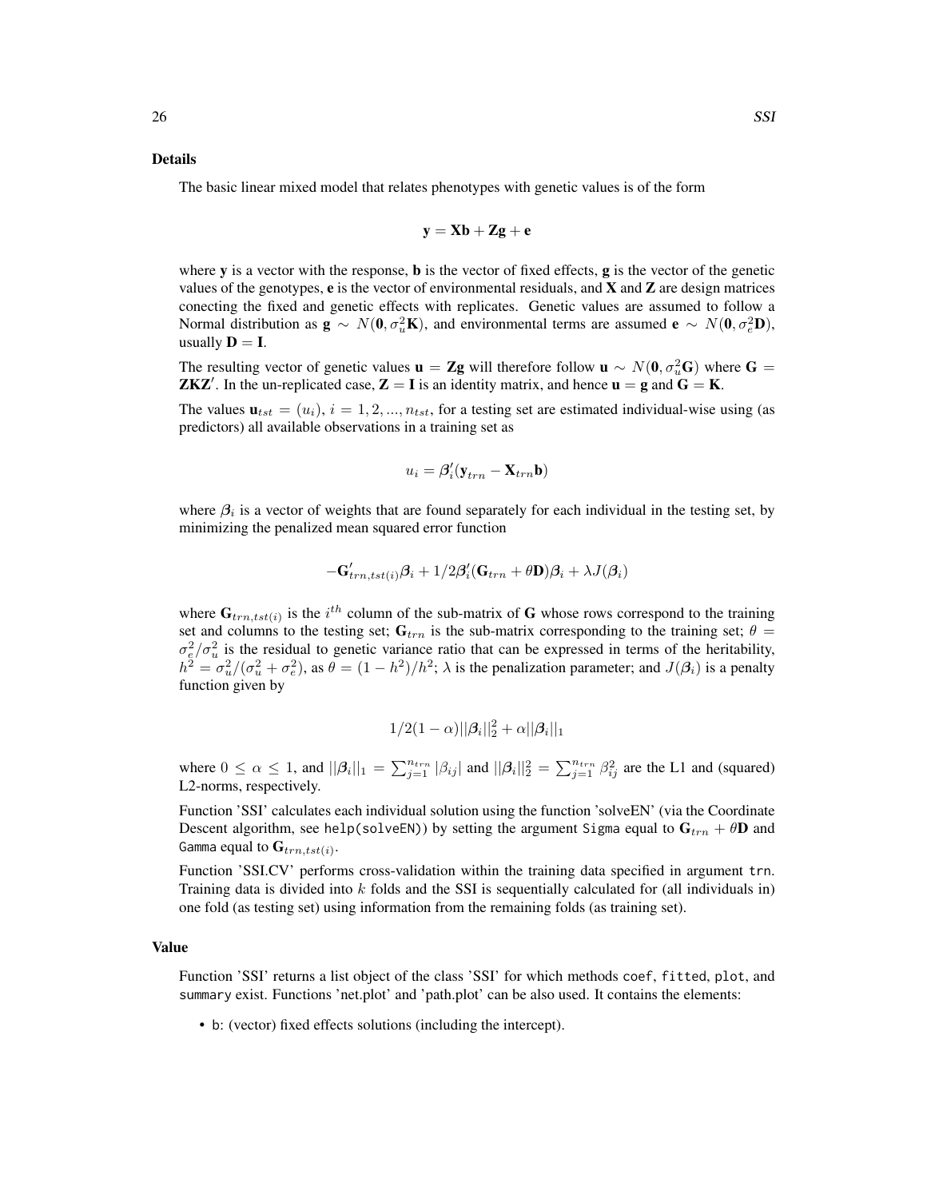### Details

The basic linear mixed model that relates phenotypes with genetic values is of the form

$$\mathbf{y} = \mathbf{X}\mathbf{b} + \mathbf{Z}\mathbf{g} + \mathbf{e}$$

where $\mathbf{y}$ is a vector with the response, $\mathbf{b}$ is the vector of fixed effects, $\mathbf{g}$ is the vector of the genetic values of the genotypes, $\mathbf{e}$ is the vector of environmental residuals, and $\mathbf{X}$ and $\mathbf{Z}$ are design matrices conecting the fixed and genetic effects with replicates. Genetic values are assumed to follow a Normal distribution as $\mathbf{g} \sim N(\mathbf{0}, \sigma_u^2\mathbf{K})$, and environmental terms are assumed $\mathbf{e} \sim N(\mathbf{0}, \sigma_e^2\mathbf{D})$, usually $\mathbf{D} = \mathbf{I}$.

The resulting vector of genetic values $\mathbf{u} = \mathbf{Z}\mathbf{g}$ will therefore follow $\mathbf{u} \sim N(\mathbf{0}, \sigma_u^2\mathbf{G})$ where $\mathbf{G} = \mathbf{Z}\mathbf{K}\mathbf{Z}'$. In the un-replicated case, $\mathbf{Z} = \mathbf{I}$ is an identity matrix, and hence $\mathbf{u} = \mathbf{g}$ and $\mathbf{G} = \mathbf{K}$.

The values $\mathbf{u}_{tst} = (u_i)$, $i = 1, 2, ..., n_{tst}$, for a testing set are estimated individual-wise using (as predictors) all available observations in a training set as

$$u_i = \boldsymbol{\beta}_i'(\mathbf{y}_{trn} - \mathbf{X}_{trn}\mathbf{b})$$

where $\boldsymbol{\beta}_i$ is a vector of weights that are found separately for each individual in the testing set, by minimizing the penalized mean squared error function

$$-\mathbf{G}_{trn,tst(i)}'\boldsymbol{\beta}_i + 1/2\boldsymbol{\beta}_i'(\mathbf{G}_{trn} + \theta\mathbf{D})\boldsymbol{\beta}_i + \lambda J(\boldsymbol{\beta}_i)$$

where $\mathbf{G}_{trn,tst(i)}$ is the $i^{th}$ column of the sub-matrix of $\mathbf{G}$ whose rows correspond to the training set and columns to the testing set; $\mathbf{G}_{trn}$ is the sub-matrix corresponding to the training set; $\theta = \sigma_e^2/\sigma_u^2$ is the residual to genetic variance ratio that can be expressed in terms of the heritability, $h^2 = \sigma_u^2/(\sigma_u^2 + \sigma_e^2)$, as $\theta = (1 - h^2)/h^2$; $\lambda$ is the penalization parameter; and $J(\boldsymbol{\beta}_i)$ is a penalty function given by

$$1/2(1 - \alpha)||\boldsymbol{\beta}_i||_2^2 + \alpha||\boldsymbol{\beta}_i||_1$$

where $0 \leq \alpha \leq 1$, and $||\boldsymbol{\beta}_i||_1 = \sum_{j=1}^{n_{trn}} |\beta_{ij}|$ and $||\boldsymbol{\beta}_i||_2^2 = \sum_{j=1}^{n_{trn}} \beta_{ij}^2$ are the L1 and (squared) L2-norms, respectively.

Function 'SSI' calculates each individual solution using the function 'solveEN' (via the Coordinate Descent algorithm, see `help(solveEN)`) by setting the argument `Sigma` equal to $\mathbf{G}_{trn} + \theta\mathbf{D}$ and `Gamma` equal to $\mathbf{G}_{trn,tst(i)}$.

Function 'SSI.CV' performs cross-validation within the training data specified in argument `trn`. Training data is divided into $k$ folds and the SSI is sequentially calculated for (all individuals in) one fold (as testing set) using information from the remaining folds (as training set).

### Value

Function 'SSI' returns a list object of the class 'SSI' for which methods `coef`, `fitted`, `plot`, and `summary` exist. Functions 'net.plot' and 'path.plot' can be also used. It contains the elements:

- `b`: (vector) fixed effects solutions (including the intercept).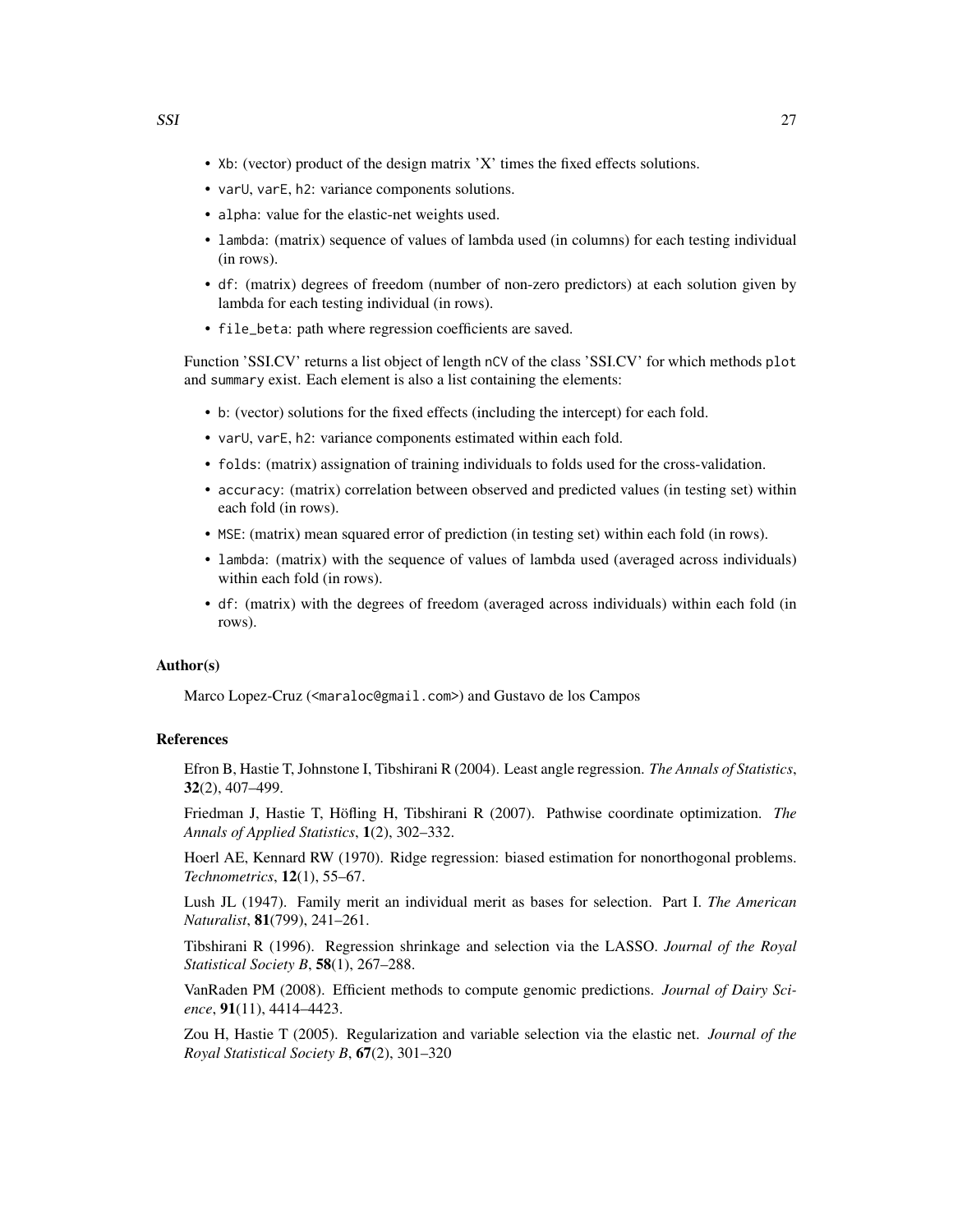- `Xb`: (vector) product of the design matrix 'X' times the fixed effects solutions.
- `varU`, `varE`, `h2`: variance components solutions.
- `alpha`: value for the elastic-net weights used.
- `lambda`: (matrix) sequence of values of lambda used (in columns) for each testing individual (in rows).
- `df`: (matrix) degrees of freedom (number of non-zero predictors) at each solution given by lambda for each testing individual (in rows).
- `file_beta`: path where regression coefficients are saved.

Function 'SSI.CV' returns a list object of length `nCV` of the class 'SSI.CV' for which methods `plot` and `summary` exist. Each element is also a list containing the elements:

- `b`: (vector) solutions for the fixed effects (including the intercept) for each fold.
- `varU`, `varE`, `h2`: variance components estimated within each fold.
- `folds`: (matrix) assignation of training individuals to folds used for the cross-validation.
- `accuracy`: (matrix) correlation between observed and predicted values (in testing set) within each fold (in rows).
- `MSE`: (matrix) mean squared error of prediction (in testing set) within each fold (in rows).
- `lambda`: (matrix) with the sequence of values of lambda used (averaged across individuals) within each fold (in rows).
- `df`: (matrix) with the degrees of freedom (averaged across individuals) within each fold (in rows).

### Author(s)

Marco Lopez-Cruz (<maraloc@gmail.com>) and Gustavo de los Campos

### References

Efron B, Hastie T, Johnstone I, Tibshirani R (2004). Least angle regression. *The Annals of Statistics*, **32**(2), 407–499.

Friedman J, Hastie T, Höfling H, Tibshirani R (2007). Pathwise coordinate optimization. *The Annals of Applied Statistics*, **1**(2), 302–332.

Hoerl AE, Kennard RW (1970). Ridge regression: biased estimation for nonorthogonal problems. *Technometrics*, **12**(1), 55–67.

Lush JL (1947). Family merit an individual merit as bases for selection. Part I. *The American Naturalist*, **81**(799), 241–261.

Tibshirani R (1996). Regression shrinkage and selection via the LASSO. *Journal of the Royal Statistical Society B*, **58**(1), 267–288.

VanRaden PM (2008). Efficient methods to compute genomic predictions. *Journal of Dairy Science*, **91**(11), 4414–4423.

Zou H, Hastie T (2005). Regularization and variable selection via the elastic net. *Journal of the Royal Statistical Society B*, **67**(2), 301–320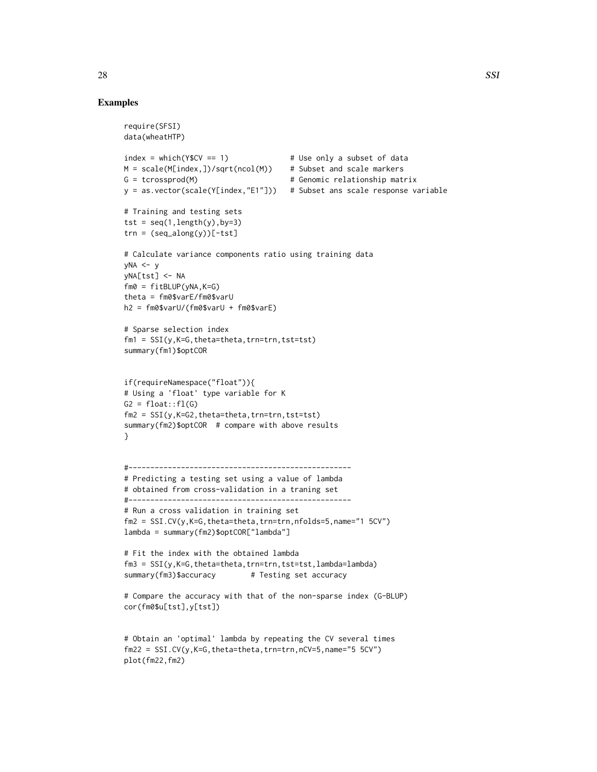## Examples

```
require(SFSI)
data(wheatHTP)

index = which(Y$CV == 1)             # Use only a subset of data
M = scale(M[index,])/sqrt(ncol(M))   # Subset and scale markers
G = tcrossprod(M)                    # Genomic relationship matrix
y = as.vector(scale(Y[index,"E1"]))  # Subset ans scale response variable

# Training and testing sets
tst = seq(1,length(y),by=3)
trn = (seq_along(y))[-tst]

# Calculate variance components ratio using training data
yNA <- y
yNA[tst] <- NA
fm0 = fitBLUP(yNA,K=G)
theta = fm0$varE/fm0$varU
h2 = fm0$varU/(fm0$varU + fm0$varE)

# Sparse selection index
fm1 = SSI(y,K=G,theta=theta,trn=trn,tst=tst)
summary(fm1)$optCOR


if(requireNamespace("float")){
# Using a 'float' type variable for K
G2 = float::fl(G)
fm2 = SSI(y,K=G2,theta=theta,trn=trn,tst=tst)
summary(fm2)$optCOR  # compare with above results
}


#---------------------------------------------------
# Predicting a testing set using a value of lambda
# obtained from cross-validation in a traning set
#---------------------------------------------------
# Run a cross validation in training set
fm2 = SSI.CV(y,K=G,theta=theta,trn=trn,nfolds=5,name="1 5CV")
lambda = summary(fm2)$optCOR["lambda"]

# Fit the index with the obtained lambda
fm3 = SSI(y,K=G,theta=theta,trn=trn,tst=tst,lambda=lambda)
summary(fm3)$accuracy        # Testing set accuracy

# Compare the accuracy with that of the non-sparse index (G-BLUP)
cor(fm0$u[tst],y[tst])


# Obtain an 'optimal' lambda by repeating the CV several times
fm22 = SSI.CV(y,K=G,theta=theta,trn=trn,nCV=5,name="5 5CV")
plot(fm22,fm2)
```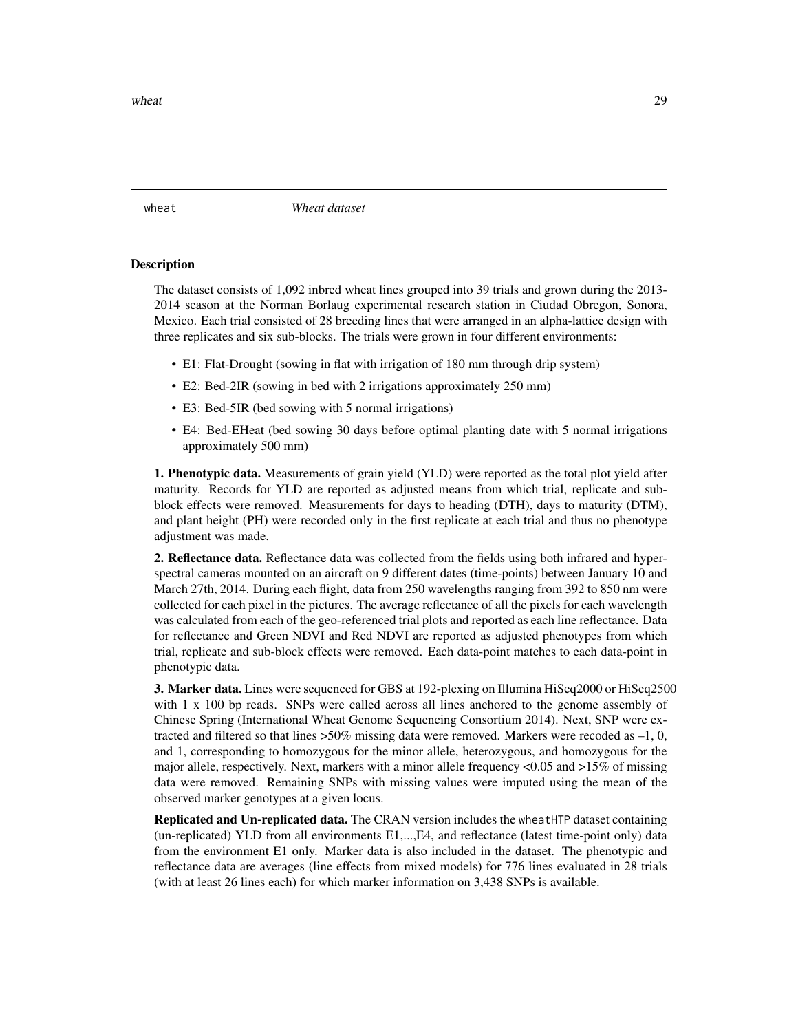wheat *Wheat dataset*

### Description

The dataset consists of 1,092 inbred wheat lines grouped into 39 trials and grown during the 2013-2014 season at the Norman Borlaug experimental research station in Ciudad Obregon, Sonora, Mexico. Each trial consisted of 28 breeding lines that were arranged in an alpha-lattice design with three replicates and six sub-blocks. The trials were grown in four different environments:

- E1: Flat-Drought (sowing in flat with irrigation of 180 mm through drip system)
- E2: Bed-2IR (sowing in bed with 2 irrigations approximately 250 mm)
- E3: Bed-5IR (bed sowing with 5 normal irrigations)
- E4: Bed-EHeat (bed sowing 30 days before optimal planting date with 5 normal irrigations approximately 500 mm)

**1. Phenotypic data.** Measurements of grain yield (YLD) were reported as the total plot yield after maturity. Records for YLD are reported as adjusted means from which trial, replicate and sub-block effects were removed. Measurements for days to heading (DTH), days to maturity (DTM), and plant height (PH) were recorded only in the first replicate at each trial and thus no phenotype adjustment was made.

**2. Reflectance data.** Reflectance data was collected from the fields using both infrared and hyper-spectral cameras mounted on an aircraft on 9 different dates (time-points) between January 10 and March 27th, 2014. During each flight, data from 250 wavelengths ranging from 392 to 850 nm were collected for each pixel in the pictures. The average reflectance of all the pixels for each wavelength was calculated from each of the geo-referenced trial plots and reported as each line reflectance. Data for reflectance and Green NDVI and Red NDVI are reported as adjusted phenotypes from which trial, replicate and sub-block effects were removed. Each data-point matches to each data-point in phenotypic data.

**3. Marker data.** Lines were sequenced for GBS at 192-plexing on Illumina HiSeq2000 or HiSeq2500 with 1 x 100 bp reads. SNPs were called across all lines anchored to the genome assembly of Chinese Spring (International Wheat Genome Sequencing Consortium 2014). Next, SNP were extracted and filtered so that lines >50% missing data were removed. Markers were recoded as –1, 0, and 1, corresponding to homozygous for the minor allele, heterozygous, and homozygous for the major allele, respectively. Next, markers with a minor allele frequency <0.05 and >15% of missing data were removed. Remaining SNPs with missing values were imputed using the mean of the observed marker genotypes at a given locus.

**Replicated and Un-replicated data.** The CRAN version includes the `wheatHTP` dataset containing (un-replicated) YLD from all environments E1,...,E4, and reflectance (latest time-point only) data from the environment E1 only. Marker data is also included in the dataset. The phenotypic and reflectance data are averages (line effects from mixed models) for 776 lines evaluated in 28 trials (with at least 26 lines each) for which marker information on 3,438 SNPs is available.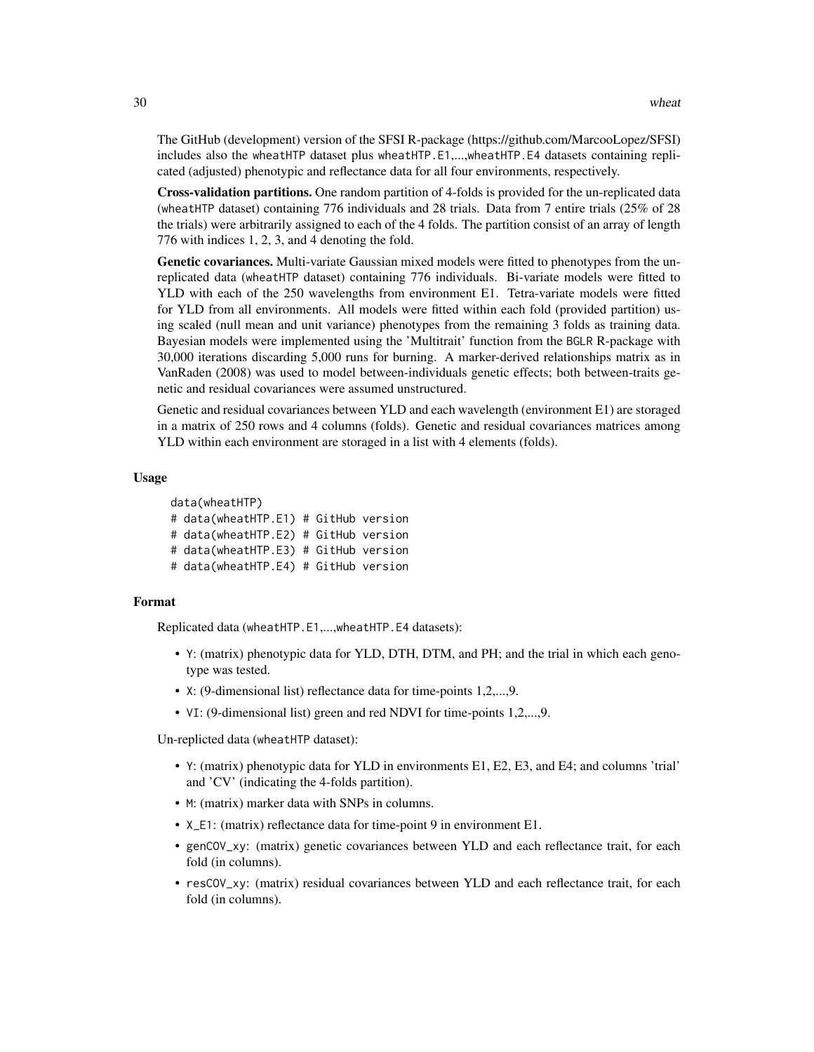The GitHub (development) version of the SFSI R-package (https://github.com/MarcooLopez/SFSI) includes also the wheatHTP dataset plus wheatHTP.E1,...,wheatHTP.E4 datasets containing replicated (adjusted) phenotypic and reflectance data for all four environments, respectively.

**Cross-validation partitions.** One random partition of 4-folds is provided for the un-replicated data (wheatHTP dataset) containing 776 individuals and 28 trials. Data from 7 entire trials (25% of 28 the trials) were arbitrarily assigned to each of the 4 folds. The partition consist of an array of length 776 with indices 1, 2, 3, and 4 denoting the fold.

**Genetic covariances.** Multi-variate Gaussian mixed models were fitted to phenotypes from the un-replicated data (wheatHTP dataset) containing 776 individuals. Bi-variate models were fitted to YLD with each of the 250 wavelengths from environment E1. Tetra-variate models were fitted for YLD from all environments. All models were fitted within each fold (provided partition) using scaled (null mean and unit variance) phenotypes from the remaining 3 folds as training data. Bayesian models were implemented using the 'Multitrait' function from the BGLR R-package with 30,000 iterations discarding 5,000 runs for burning. A marker-derived relationships matrix as in VanRaden (2008) was used to model between-individuals genetic effects; both between-traits genetic and residual covariances were assumed unstructured.

Genetic and residual covariances between YLD and each wavelength (environment E1) are storaged in a matrix of 250 rows and 4 columns (folds). Genetic and residual covariances matrices among YLD within each environment are storaged in a list with 4 elements (folds).

### Usage

```
data(wheatHTP)
# data(wheatHTP.E1) # GitHub version
# data(wheatHTP.E2) # GitHub version
# data(wheatHTP.E3) # GitHub version
# data(wheatHTP.E4) # GitHub version
```

### Format

Replicated data (wheatHTP.E1,...,wheatHTP.E4 datasets):

- Y: (matrix) phenotypic data for YLD, DTH, DTM, and PH; and the trial in which each genotype was tested.
- X: (9-dimensional list) reflectance data for time-points 1,2,...,9.
- VI: (9-dimensional list) green and red NDVI for time-points 1,2,...,9.

Un-replicted data (wheatHTP dataset):

- Y: (matrix) phenotypic data for YLD in environments E1, E2, E3, and E4; and columns 'trial' and 'CV' (indicating the 4-folds partition).
- M: (matrix) marker data with SNPs in columns.
- X_E1: (matrix) reflectance data for time-point 9 in environment E1.
- genCOV_xy: (matrix) genetic covariances between YLD and each reflectance trait, for each fold (in columns).
- resCOV_xy: (matrix) residual covariances between YLD and each reflectance trait, for each fold (in columns).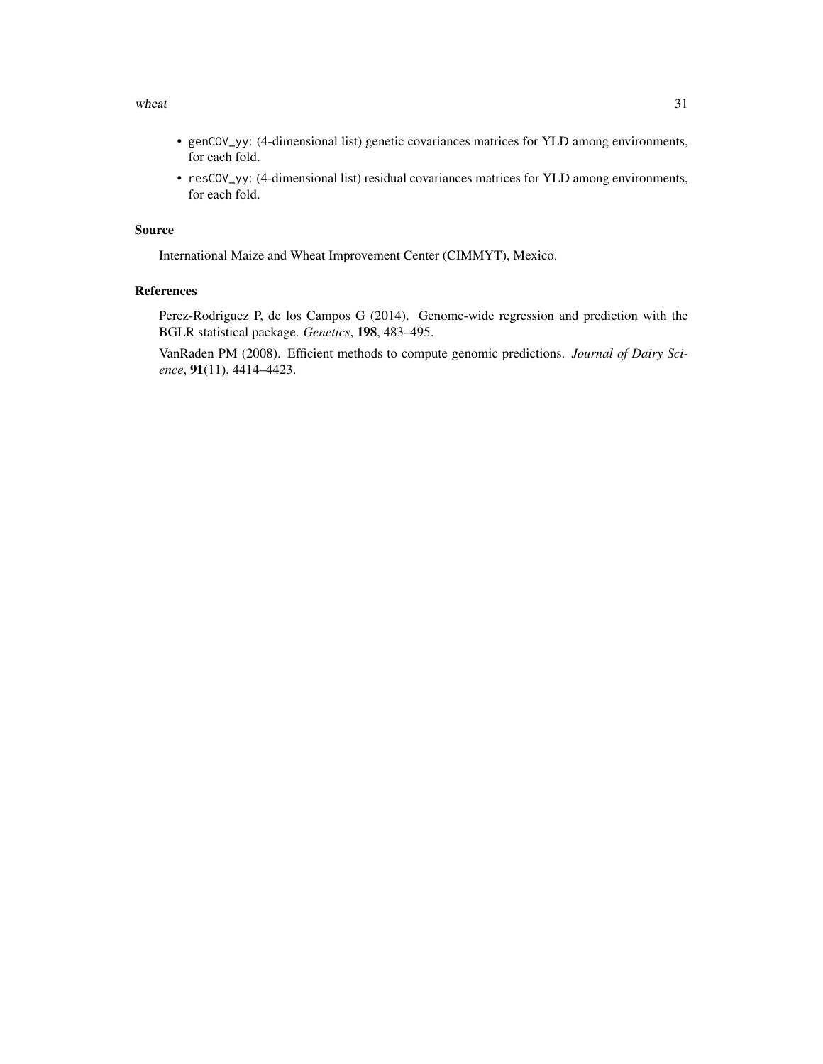- `genCOV_yy`: (4-dimensional list) genetic covariances matrices for YLD among environments, for each fold.
- `resCOV_yy`: (4-dimensional list) residual covariances matrices for YLD among environments, for each fold.

### Source

International Maize and Wheat Improvement Center (CIMMYT), Mexico.

### References

Perez-Rodriguez P, de los Campos G (2014). Genome-wide regression and prediction with the BGLR statistical package. *Genetics*, **198**, 483–495.

VanRaden PM (2008). Efficient methods to compute genomic predictions. *Journal of Dairy Science*, **91**(11), 4414–4423.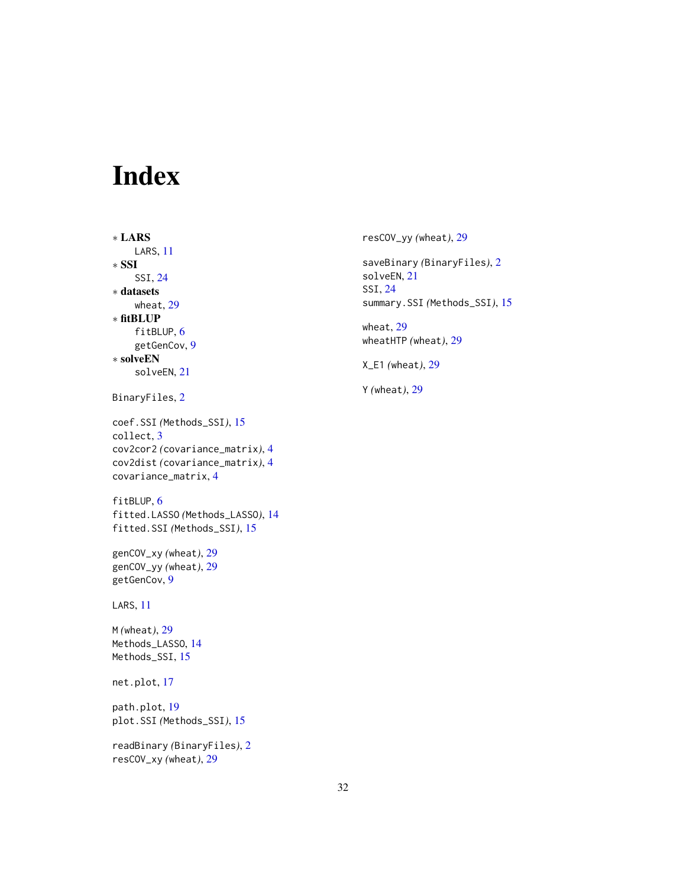# Index

* **LARS**
  LARS, 11
* **SSI**
  SSI, 24
* **datasets**
  wheat, 29
* **fitBLUP**
  fitBLUP, 6
  getGenCov, 9
* **solveEN**
  solveEN, 21

BinaryFiles, 2

coef.SSI *(*Methods_SSI*)*, 15
collect, 3
cov2cor2 *(*covariance_matrix*)*, 4
cov2dist *(*covariance_matrix*)*, 4
covariance_matrix, 4

fitBLUP, 6
fitted.LASSO *(*Methods_LASSO*)*, 14
fitted.SSI *(*Methods_SSI*)*, 15

genCOV_xy *(*wheat*)*, 29
genCOV_yy *(*wheat*)*, 29
getGenCov, 9

LARS, 11

M *(*wheat*)*, 29
Methods_LASSO, 14
Methods_SSI, 15

net.plot, 17

path.plot, 19
plot.SSI *(*Methods_SSI*)*, 15

readBinary *(*BinaryFiles*)*, 2
resCOV_xy *(*wheat*)*, 29
resCOV_yy *(*wheat*)*, 29

saveBinary *(*BinaryFiles*)*, 2
solveEN, 21
SSI, 24
summary.SSI *(*Methods_SSI*)*, 15

wheat, 29
wheatHTP *(*wheat*)*, 29

X_E1 *(*wheat*)*, 29

Y *(*wheat*)*, 29